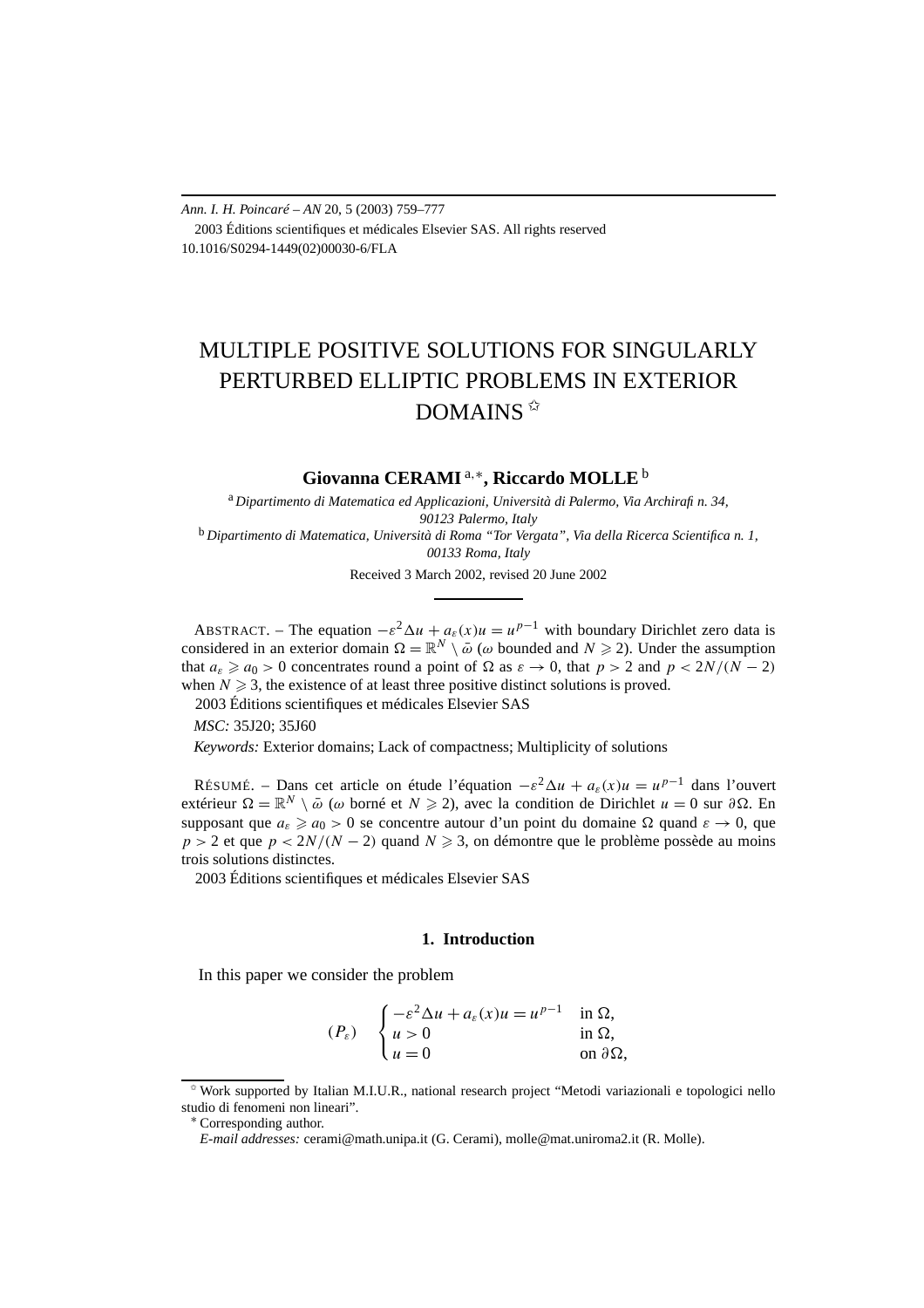# MULTIPLE POSITIVE SOLUTIONS FOR SINGULARLY PERTURBED ELLIPTIC PROBLEMS IN EXTERIOR DOMAINS ✩

**Giovanna CERAMI** [a,∗], **Riccardo MOLLE** [b]

[a] *Dipartimento di Matematica ed Applicazioni, Università di Palermo, Via Archirafi n. 34, 90123 Palermo, Italy*

[b] *Dipartimento di Matematica, Università di Roma "Tor Vergata", Via della Ricerca Scientifica n. 1, 00133 Roma, Italy*

Received 3 March 2002, revised 20 June 2002

ABSTRACT. – The equation $-\varepsilon^2\Delta u + a_\varepsilon(x)u = u^{p-1}$ with boundary Dirichlet zero data is considered in an exterior domain $\Omega = \mathbb{R}^N \setminus \bar{\omega}$ ($\omega$ bounded and $N \geqslant 2$). Under the assumption that $a_\varepsilon \geqslant a_0 > 0$ concentrates round a point of $\Omega$ as $\varepsilon \to 0$, that $p > 2$ and $p < 2N/(N-2)$ when $N \geqslant 3$, the existence of at least three positive distinct solutions is proved.

2003 Éditions scientifiques et médicales Elsevier SAS

*MSC:* 35J20; 35J60

*Keywords:* Exterior domains; Lack of compactness; Multiplicity of solutions

RÉSUMÉ. – Dans cet article on étude l'équation $-\varepsilon^2\Delta u + a_\varepsilon(x)u = u^{p-1}$ dans l'ouvert extérieur $\Omega = \mathbb{R}^N \setminus \bar{\omega}$ ($\omega$ borné et $N \geqslant 2$), avec la condition de Dirichlet $u = 0$ sur $\partial\Omega$. En supposant que $a_\varepsilon \geqslant a_0 > 0$ se concentre autour d'un point du domaine $\Omega$ quand $\varepsilon \to 0$, que $p > 2$ et que $p < 2N/(N-2)$ quand $N \geqslant 3$, on démontre que le problème possède au moins trois solutions distinctes.

2003 Éditions scientifiques et médicales Elsevier SAS

## 1. Introduction

In this paper we consider the problem

$$
(P_\varepsilon) \quad \begin{cases} -\varepsilon^2\Delta u + a_\varepsilon(x)u = u^{p-1} & \text{in } \Omega, \\ u > 0 & \text{in } \Omega, \\ u = 0 & \text{on } \partial\Omega, \end{cases}
$$

✩ Work supported by Italian M.I.U.R., national research project "Metodi variazionali e topologici nello studio di fenomeni non lineari".

∗ Corresponding author.

*E-mail addresses:* cerami@math.unipa.it (G. Cerami), molle@mat.uniroma2.it (R. Molle).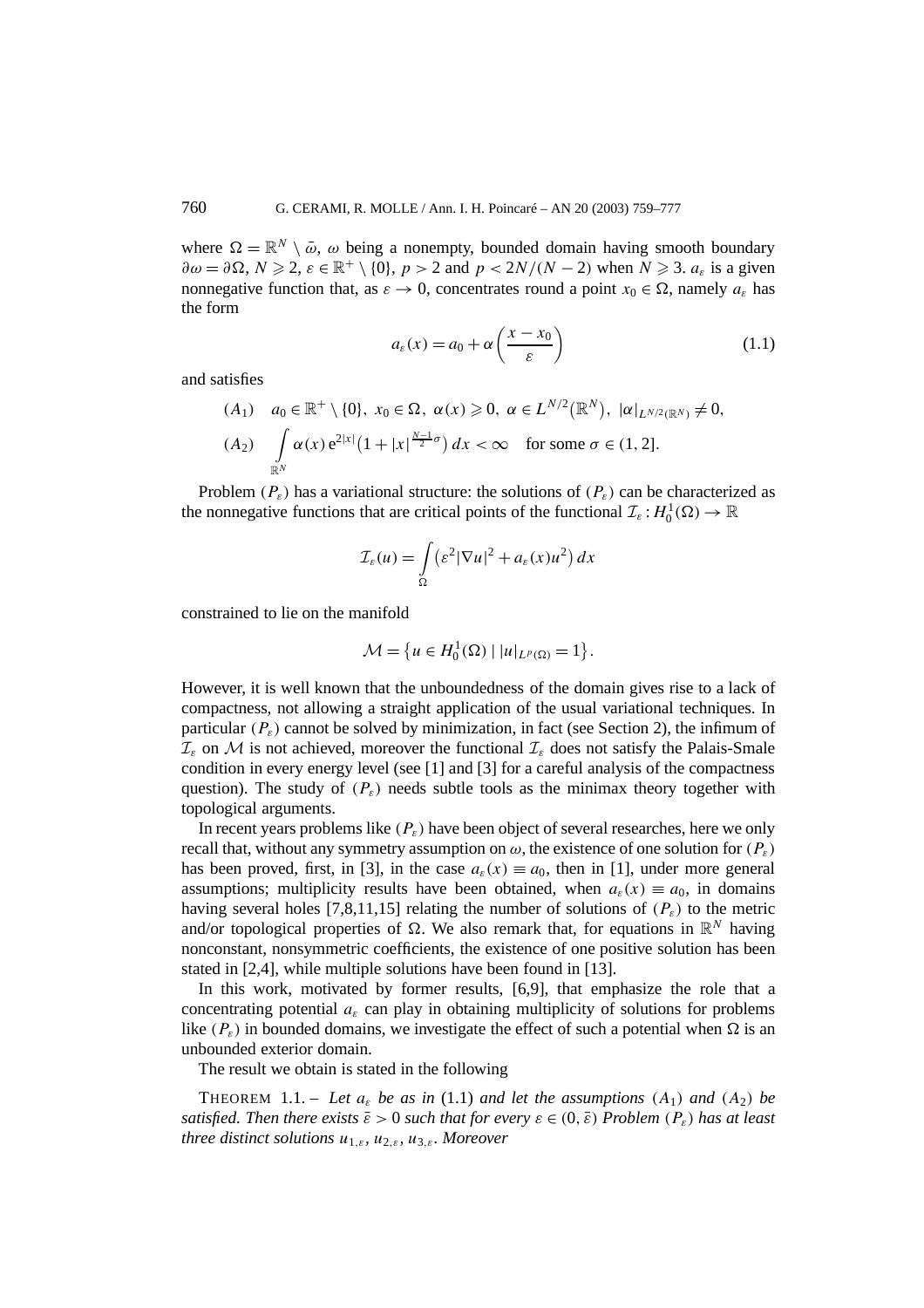where $\Omega = \mathbb{R}^N \setminus \bar{\omega}$, $\omega$ being a nonempty, bounded domain having smooth boundary $\partial\omega = \partial\Omega$, $N \geqslant 2$, $\varepsilon \in \mathbb{R}^+ \setminus \{0\}$, $p > 2$ and $p < 2N/(N-2)$ when $N \geqslant 3$. $a_\varepsilon$ is a given nonnegative function that, as $\varepsilon \to 0$, concentrates round a point $x_0 \in \Omega$, namely $a_\varepsilon$ has the form

$$a_\varepsilon(x) = a_0 + \alpha\left(\frac{x - x_0}{\varepsilon}\right) \tag{1.1}$$

and satisfies

$$(A_1) \quad a_0 \in \mathbb{R}^+ \setminus \{0\},\ x_0 \in \Omega,\ \alpha(x) \geqslant 0,\ \alpha \in L^{N/2}(\mathbb{R}^N),\ |\alpha|_{L^{N/2}(\mathbb{R}^N)} \neq 0,$$

$$(A_2) \quad \int_{\mathbb{R}^N} \alpha(x)\, e^{2|x|}\left(1 + |x|^{\frac{N-1}{2}\sigma}\right) dx < \infty \quad \text{for some } \sigma \in (1, 2].$$

Problem $(P_\varepsilon)$ has a variational structure: the solutions of $(P_\varepsilon)$ can be characterized as the nonnegative functions that are critical points of the functional $\mathcal{I}_\varepsilon : H_0^1(\Omega) \to \mathbb{R}$

$$\mathcal{I}_\varepsilon(u) = \int_\Omega \left(\varepsilon^2 |\nabla u|^2 + a_\varepsilon(x) u^2\right) dx$$

constrained to lie on the manifold

$$\mathcal{M} = \left\{u \in H_0^1(\Omega) \mid |u|_{L^p(\Omega)} = 1\right\}.$$

However, it is well known that the unboundedness of the domain gives rise to a lack of compactness, not allowing a straight application of the usual variational techniques. In particular $(P_\varepsilon)$ cannot be solved by minimization, in fact (see Section 2), the infimum of $\mathcal{I}_\varepsilon$ on $\mathcal{M}$ is not achieved, moreover the functional $\mathcal{I}_\varepsilon$ does not satisfy the Palais-Smale condition in every energy level (see [1] and [3] for a careful analysis of the compactness question). The study of $(P_\varepsilon)$ needs subtle tools as the minimax theory together with topological arguments.

In recent years problems like $(P_\varepsilon)$ have been object of several researches, here we only recall that, without any symmetry assumption on $\omega$, the existence of one solution for $(P_\varepsilon)$ has been proved, first, in [3], in the case $a_\varepsilon(x) \equiv a_0$, then in [1], under more general assumptions; multiplicity results have been obtained, when $a_\varepsilon(x) \equiv a_0$, in domains having several holes [7,8,11,15] relating the number of solutions of $(P_\varepsilon)$ to the metric and/or topological properties of $\Omega$. We also remark that, for equations in $\mathbb{R}^N$ having nonconstant, nonsymmetric coefficients, the existence of one positive solution has been stated in [2,4], while multiple solutions have been found in [13].

In this work, motivated by former results, [6,9], that emphasize the role that a concentrating potential $a_\varepsilon$ can play in obtaining multiplicity of solutions for problems like $(P_\varepsilon)$ in bounded domains, we investigate the effect of such a potential when $\Omega$ is an unbounded exterior domain.

The result we obtain is stated in the following

THEOREM 1.1. – *Let $a_\varepsilon$ be as in* (1.1) *and let the assumptions* $(A_1)$ *and* $(A_2)$ *be satisfied. Then there exists $\bar{\varepsilon} > 0$ such that for every $\varepsilon \in (0, \bar{\varepsilon})$ Problem $(P_\varepsilon)$ has at least three distinct solutions $u_{1,\varepsilon}$, $u_{2,\varepsilon}$, $u_{3,\varepsilon}$. Moreover*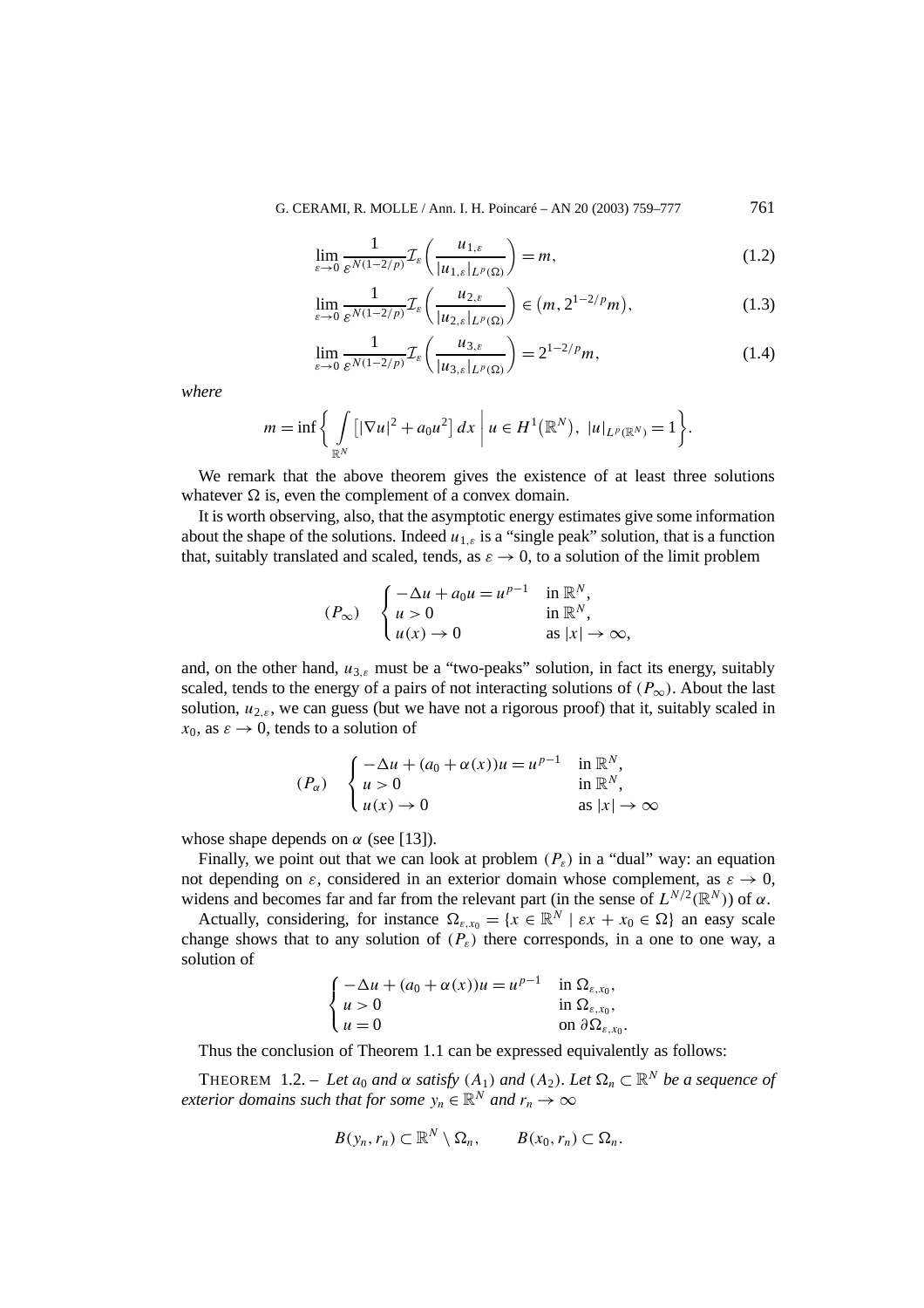$$\lim_{\varepsilon \to 0} \frac{1}{\varepsilon^{N(1-2/p)}} \mathcal{I}_\varepsilon\left(\frac{u_{1,\varepsilon}}{|u_{1,\varepsilon}|_{L^p(\Omega)}}\right) = m, \tag{1.2}$$

$$\lim_{\varepsilon \to 0} \frac{1}{\varepsilon^{N(1-2/p)}} \mathcal{I}_\varepsilon\left(\frac{u_{2,\varepsilon}}{|u_{2,\varepsilon}|_{L^p(\Omega)}}\right) \in \left(m, 2^{1-2/p} m\right), \tag{1.3}$$

$$\lim_{\varepsilon \to 0} \frac{1}{\varepsilon^{N(1-2/p)}} \mathcal{I}_\varepsilon\left(\frac{u_{3,\varepsilon}}{|u_{3,\varepsilon}|_{L^p(\Omega)}}\right) = 2^{1-2/p} m, \tag{1.4}$$

*where*

$$m = \inf\left\{ \int_{\mathbb{R}^N} \left[|\nabla u|^2 + a_0 u^2\right] dx \;\middle|\; u \in H^1(\mathbb{R}^N),\ |u|_{L^p(\mathbb{R}^N)} = 1 \right\}.$$

We remark that the above theorem gives the existence of at least three solutions whatever $\Omega$ is, even the complement of a convex domain.

It is worth observing, also, that the asymptotic energy estimates give some information about the shape of the solutions. Indeed $u_{1,\varepsilon}$ is a "single peak" solution, that is a function that, suitably translated and scaled, tends, as $\varepsilon \to 0$, to a solution of the limit problem

$$(P_\infty) \quad \begin{cases} -\Delta u + a_0 u = u^{p-1} & \text{in } \mathbb{R}^N, \\ u > 0 & \text{in } \mathbb{R}^N, \\ u(x) \to 0 & \text{as } |x| \to \infty, \end{cases}$$

and, on the other hand, $u_{3,\varepsilon}$ must be a "two-peaks" solution, in fact its energy, suitably scaled, tends to the energy of a pairs of not interacting solutions of $(P_\infty)$. About the last solution, $u_{2,\varepsilon}$, we can guess (but we have not a rigorous proof) that it, suitably scaled in $x_0$, as $\varepsilon \to 0$, tends to a solution of

$$(P_\alpha) \quad \begin{cases} -\Delta u + (a_0 + \alpha(x))u = u^{p-1} & \text{in } \mathbb{R}^N, \\ u > 0 & \text{in } \mathbb{R}^N, \\ u(x) \to 0 & \text{as } |x| \to \infty \end{cases}$$

whose shape depends on $\alpha$ (see [13]).

Finally, we point out that we can look at problem $(P_\varepsilon)$ in a "dual" way: an equation not depending on $\varepsilon$, considered in an exterior domain whose complement, as $\varepsilon \to 0$, widens and becomes far and far from the relevant part (in the sense of $L^{N/2}(\mathbb{R}^N)$) of $\alpha$.

Actually, considering, for instance $\Omega_{\varepsilon,x_0} = \{x \in \mathbb{R}^N \mid \varepsilon x + x_0 \in \Omega\}$ an easy scale change shows that to any solution of $(P_\varepsilon)$ there corresponds, in a one to one way, a solution of

$$\begin{cases} -\Delta u + (a_0 + \alpha(x))u = u^{p-1} & \text{in } \Omega_{\varepsilon,x_0}, \\ u > 0 & \text{in } \Omega_{\varepsilon,x_0}, \\ u = 0 & \text{on } \partial\Omega_{\varepsilon,x_0}. \end{cases}$$

Thus the conclusion of Theorem 1.1 can be expressed equivalently as follows:

THEOREM 1.2. – *Let $a_0$ and $\alpha$ satisfy $(A_1)$ and $(A_2)$. Let $\Omega_n \subset \mathbb{R}^N$ be a sequence of exterior domains such that for some $y_n \in \mathbb{R}^N$ and $r_n \to \infty$*

$$B(y_n, r_n) \subset \mathbb{R}^N \setminus \Omega_n, \qquad B(x_0, r_n) \subset \Omega_n.$$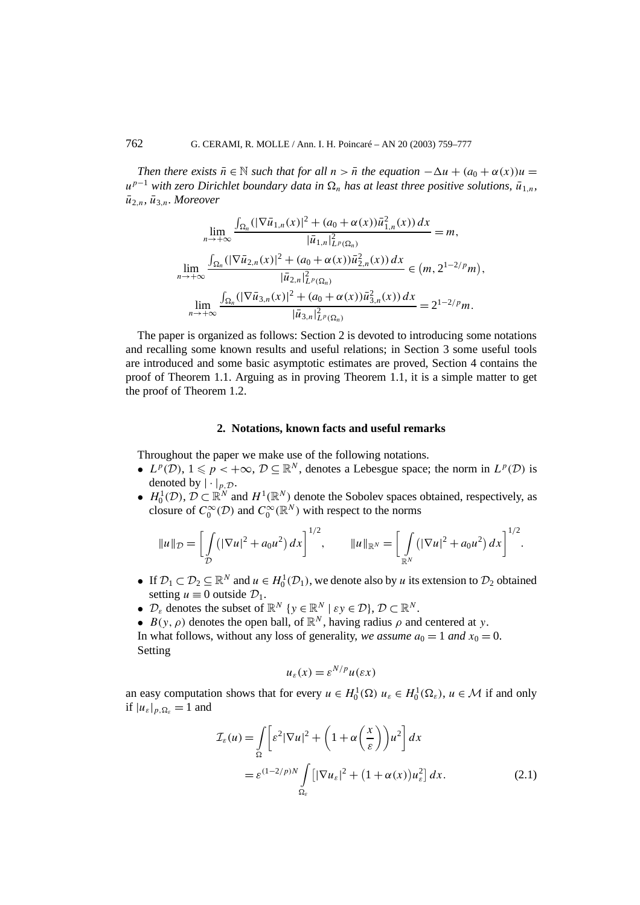*Then there exists $\bar{n} \in \mathbb{N}$ such that for all $n > \bar{n}$ the equation $-\Delta u + (a_0 + \alpha(x))u = u^{p-1}$ with zero Dirichlet boundary data in $\Omega_n$ has at least three positive solutions, $\bar{u}_{1,n}$, $\bar{u}_{2,n}$, $\bar{u}_{3,n}$. Moreover*

$$\lim_{n\to+\infty} \frac{\int_{\Omega_n} (|\nabla \bar{u}_{1,n}(x)|^2 + (a_0 + \alpha(x))\bar{u}_{1,n}^2(x))\,dx}{|\bar{u}_{1,n}|^2_{L^p(\Omega_n)}} = m,$$

$$\lim_{n\to+\infty} \frac{\int_{\Omega_n} (|\nabla \bar{u}_{2,n}(x)|^2 + (a_0 + \alpha(x))\bar{u}_{2,n}^2(x))\,dx}{|\bar{u}_{2,n}|^2_{L^p(\Omega_n)}} \in \left(m, 2^{1-2/p}m\right),$$

$$\lim_{n\to+\infty} \frac{\int_{\Omega_n} (|\nabla \bar{u}_{3,n}(x)|^2 + (a_0 + \alpha(x))\bar{u}_{3,n}^2(x))\,dx}{|\bar{u}_{3,n}|^2_{L^p(\Omega_n)}} = 2^{1-2/p}m.$$

The paper is organized as follows: Section 2 is devoted to introducing some notations and recalling some known results and useful relations; in Section 3 some useful tools are introduced and some basic asymptotic estimates are proved, Section 4 contains the proof of Theorem 1.1. Arguing as in proving Theorem 1.1, it is a simple matter to get the proof of Theorem 1.2.

## 2. Notations, known facts and useful remarks

Throughout the paper we make use of the following notations.

- $L^p(\mathcal{D})$, $1 \leqslant p < +\infty$, $\mathcal{D} \subseteq \mathbb{R}^N$, denotes a Lebesgue space; the norm in $L^p(\mathcal{D})$ is denoted by $|\cdot|_{p,\mathcal{D}}$.
- $H_0^1(\mathcal{D})$, $\mathcal{D} \subset \mathbb{R}^N$ and $H^1(\mathbb{R}^N)$ denote the Sobolev spaces obtained, respectively, as closure of $C_0^\infty(\mathcal{D})$ and $C_0^\infty(\mathbb{R}^N)$ with respect to the norms

$$\|u\|_{\mathcal{D}} = \left[\int_{\mathcal{D}} \left(|\nabla u|^2 + a_0 u^2\right) dx\right]^{1/2}, \qquad \|u\|_{\mathbb{R}^N} = \left[\int_{\mathbb{R}^N} \left(|\nabla u|^2 + a_0 u^2\right) dx\right]^{1/2}.$$

- If $\mathcal{D}_1 \subset \mathcal{D}_2 \subseteq \mathbb{R}^N$ and $u \in H_0^1(\mathcal{D}_1)$, we denote also by $u$ its extension to $\mathcal{D}_2$ obtained setting $u \equiv 0$ outside $\mathcal{D}_1$.
- $\mathcal{D}_\varepsilon$ denotes the subset of $\mathbb{R}^N$ $\{y \in \mathbb{R}^N \mid \varepsilon y \in \mathcal{D}\}$, $\mathcal{D} \subset \mathbb{R}^N$.
- $B(y, \rho)$ denotes the open ball, of $\mathbb{R}^N$, having radius $\rho$ and centered at $y$.

In what follows, without any loss of generality, *we assume $a_0 = 1$ and $x_0 = 0$.*

Setting

$$u_\varepsilon(x) = \varepsilon^{N/p} u(\varepsilon x)$$

an easy computation shows that for every $u \in H_0^1(\Omega)$ $u_\varepsilon \in H_0^1(\Omega_\varepsilon)$, $u \in \mathcal{M}$ if and only if $|u_\varepsilon|_{p,\Omega_\varepsilon} = 1$ and

$$\begin{aligned}
\mathcal{I}_\varepsilon(u) &= \int_\Omega \left[\varepsilon^2 |\nabla u|^2 + \left(1 + \alpha\left(\frac{x}{\varepsilon}\right)\right) u^2\right] dx \\
&= \varepsilon^{(1-2/p)N} \int_{\Omega_\varepsilon} \left[|\nabla u_\varepsilon|^2 + \left(1 + \alpha(x)\right) u_\varepsilon^2\right] dx.
\end{aligned} \tag{2.1}$$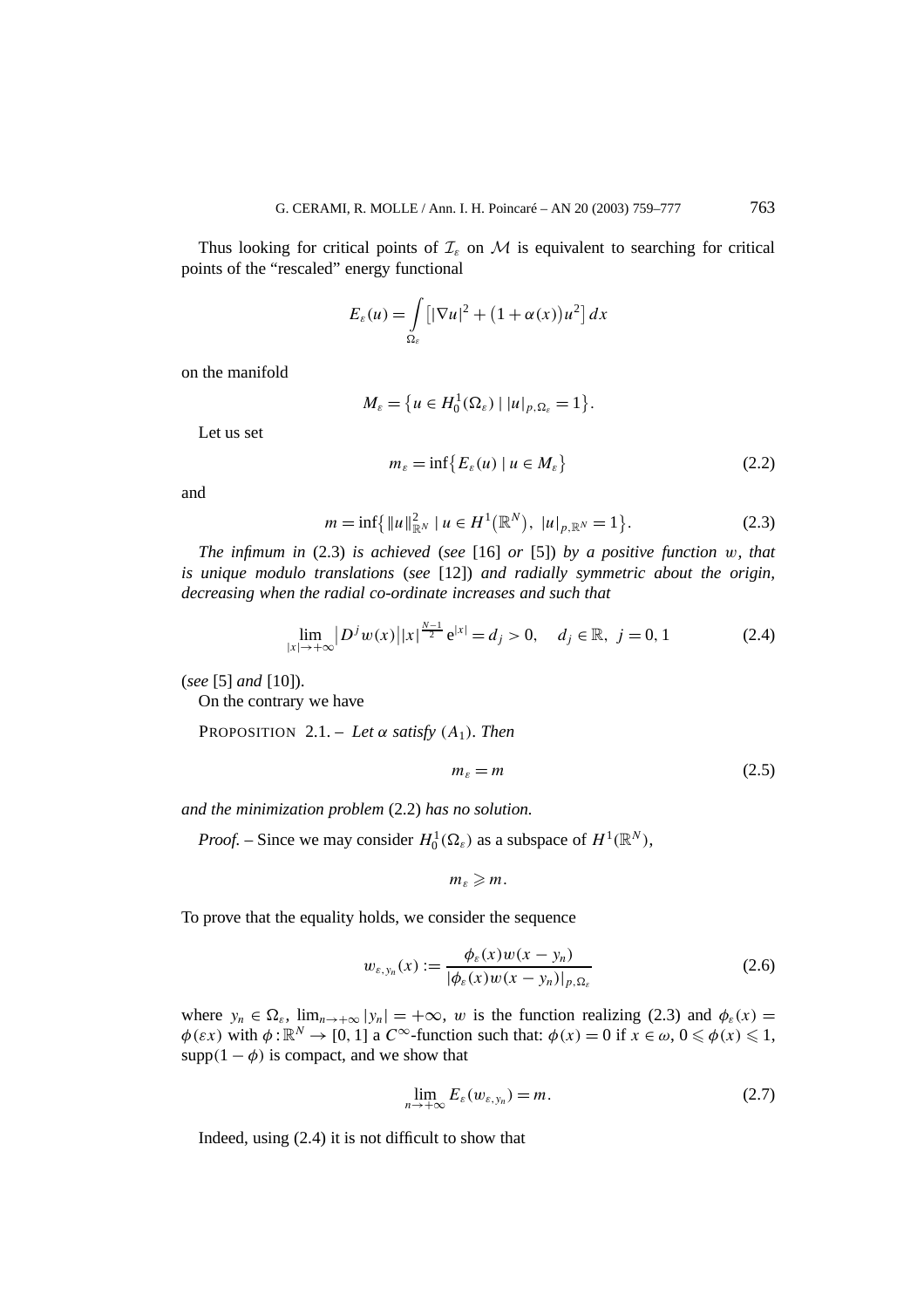Thus looking for critical points of $\mathcal{I}_\varepsilon$ on $\mathcal{M}$ is equivalent to searching for critical points of the "rescaled" energy functional

$$E_\varepsilon(u) = \int\limits_{\Omega_\varepsilon} \left[|\nabla u|^2 + \left(1 + \alpha(x)\right)u^2\right] dx$$

on the manifold

$$M_\varepsilon = \left\{u \in H_0^1(\Omega_\varepsilon) \mid |u|_{p,\Omega_\varepsilon} = 1\right\}.$$

Let us set

$$m_\varepsilon = \inf\left\{E_\varepsilon(u) \mid u \in M_\varepsilon\right\} \tag{2.2}$$

and

$$m = \inf\left\{\|u\|_{\mathbb{R}^N}^2 \mid u \in H^1\left(\mathbb{R}^N\right),\ |u|_{p,\mathbb{R}^N} = 1\right\}. \tag{2.3}$$

*The infimum in* (2.3) *is achieved* (*see* [16] *or* [5]) *by a positive function* $w$, *that is unique modulo translations* (*see* [12]) *and radially symmetric about the origin, decreasing when the radial co-ordinate increases and such that*

$$\lim_{|x| \to +\infty} \left|D^j w(x)\right| |x|^{\frac{N-1}{2}} \mathrm{e}^{|x|} = d_j > 0, \quad d_j \in \mathbb{R},\ j = 0, 1 \tag{2.4}$$

(*see* [5] *and* [10]).

On the contrary we have

PROPOSITION 2.1. – *Let* $\alpha$ *satisfy* $(A_1)$. *Then*

$$m_\varepsilon = m \tag{2.5}$$

*and the minimization problem* (2.2) *has no solution.*

*Proof.* – Since we may consider $H_0^1(\Omega_\varepsilon)$ as a subspace of $H^1(\mathbb{R}^N)$,

$$m_\varepsilon \geqslant m.$$

To prove that the equality holds, we consider the sequence

$$w_{\varepsilon, y_n}(x) := \frac{\phi_\varepsilon(x) w(x - y_n)}{|\phi_\varepsilon(x) w(x - y_n)|_{p,\Omega_\varepsilon}} \tag{2.6}$$

where $y_n \in \Omega_\varepsilon$, $\lim_{n \to +\infty} |y_n| = +\infty$, $w$ is the function realizing (2.3) and $\phi_\varepsilon(x) = \phi(\varepsilon x)$ with $\phi : \mathbb{R}^N \to [0, 1]$ a $C^\infty$-function such that: $\phi(x) = 0$ if $x \in \omega$, $0 \leqslant \phi(x) \leqslant 1$, $\operatorname{supp}(1 - \phi)$ is compact, and we show that

$$\lim_{n \to +\infty} E_\varepsilon(w_{\varepsilon, y_n}) = m. \tag{2.7}$$

Indeed, using (2.4) it is not difficult to show that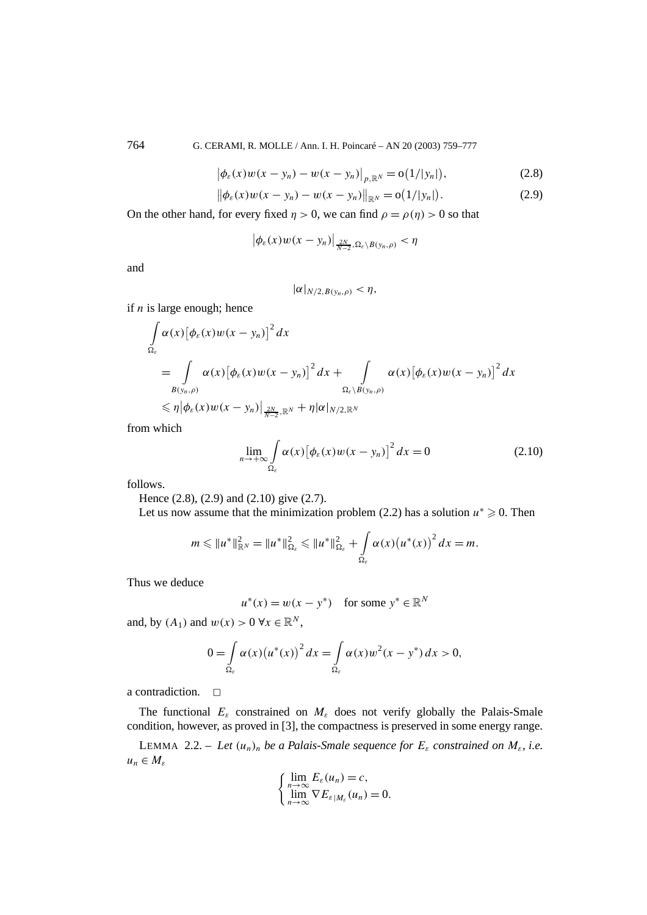$$\left|\phi_\varepsilon(x)w(x-y_n)-w(x-y_n)\right|_{p,\mathbb{R}^N}=\mathrm{o}\big(1/|y_n|\big), \tag{2.8}$$

$$\left\|\phi_\varepsilon(x)w(x-y_n)-w(x-y_n)\right\|_{\mathbb{R}^N}=\mathrm{o}\big(1/|y_n|\big). \tag{2.9}$$

On the other hand, for every fixed $\eta>0$, we can find $\rho=\rho(\eta)>0$ so that

$$\left|\phi_\varepsilon(x)w(x-y_n)\right|_{\frac{2N}{N-2},\Omega_\varepsilon\setminus B(y_n,\rho)}<\eta$$

and

$$|\alpha|_{N/2,B(y_n,\rho)}<\eta,$$

if $n$ is large enough; hence

$$\begin{aligned}
&\int_{\Omega_\varepsilon}\alpha(x)\big[\phi_\varepsilon(x)w(x-y_n)\big]^2\,dx\\
&\quad=\int_{B(y_n,\rho)}\alpha(x)\big[\phi_\varepsilon(x)w(x-y_n)\big]^2\,dx+\int_{\Omega_\varepsilon\setminus B(y_n,\rho)}\alpha(x)\big[\phi_\varepsilon(x)w(x-y_n)\big]^2\,dx\\
&\quad\leqslant\eta\left|\phi_\varepsilon(x)w(x-y_n)\right|_{\frac{2N}{N-2},\mathbb{R}^N}+\eta|\alpha|_{N/2,\mathbb{R}^N}
\end{aligned}$$

from which

$$\lim_{n\to+\infty}\int_{\Omega_\varepsilon}\alpha(x)\big[\phi_\varepsilon(x)w(x-y_n)\big]^2\,dx=0 \tag{2.10}$$

follows.

Hence (2.8), (2.9) and (2.10) give (2.7).

Let us now assume that the minimization problem (2.2) has a solution $u^*\geqslant 0$. Then

$$m\leqslant\|u^*\|^2_{\mathbb{R}^N}=\|u^*\|^2_{\Omega_\varepsilon}\leqslant\|u^*\|^2_{\Omega_\varepsilon}+\int_{\Omega_\varepsilon}\alpha(x)\big(u^*(x)\big)^2\,dx=m.$$

Thus we deduce

$$u^*(x)=w(x-y^*)\quad\text{for some } y^*\in\mathbb{R}^N$$

and, by $(A_1)$ and $w(x)>0\ \forall x\in\mathbb{R}^N$,

$$0=\int_{\Omega_\varepsilon}\alpha(x)\big(u^*(x)\big)^2\,dx=\int_{\Omega_\varepsilon}\alpha(x)w^2(x-y^*)\,dx>0,$$

a contradiction. □

The functional $E_\varepsilon$ constrained on $M_\varepsilon$ does not verify globally the Palais-Smale condition, however, as proved in [3], the compactness is preserved in some energy range.

LEMMA 2.2. – *Let $(u_n)_n$ be a Palais-Smale sequence for $E_\varepsilon$ constrained on $M_\varepsilon$, i.e. $u_n\in M_\varepsilon$*

$$\begin{cases}\lim\limits_{n\to\infty}E_\varepsilon(u_n)=c,\\ \lim\limits_{n\to\infty}\nabla E_{\varepsilon|M_\varepsilon}(u_n)=0.\end{cases}$$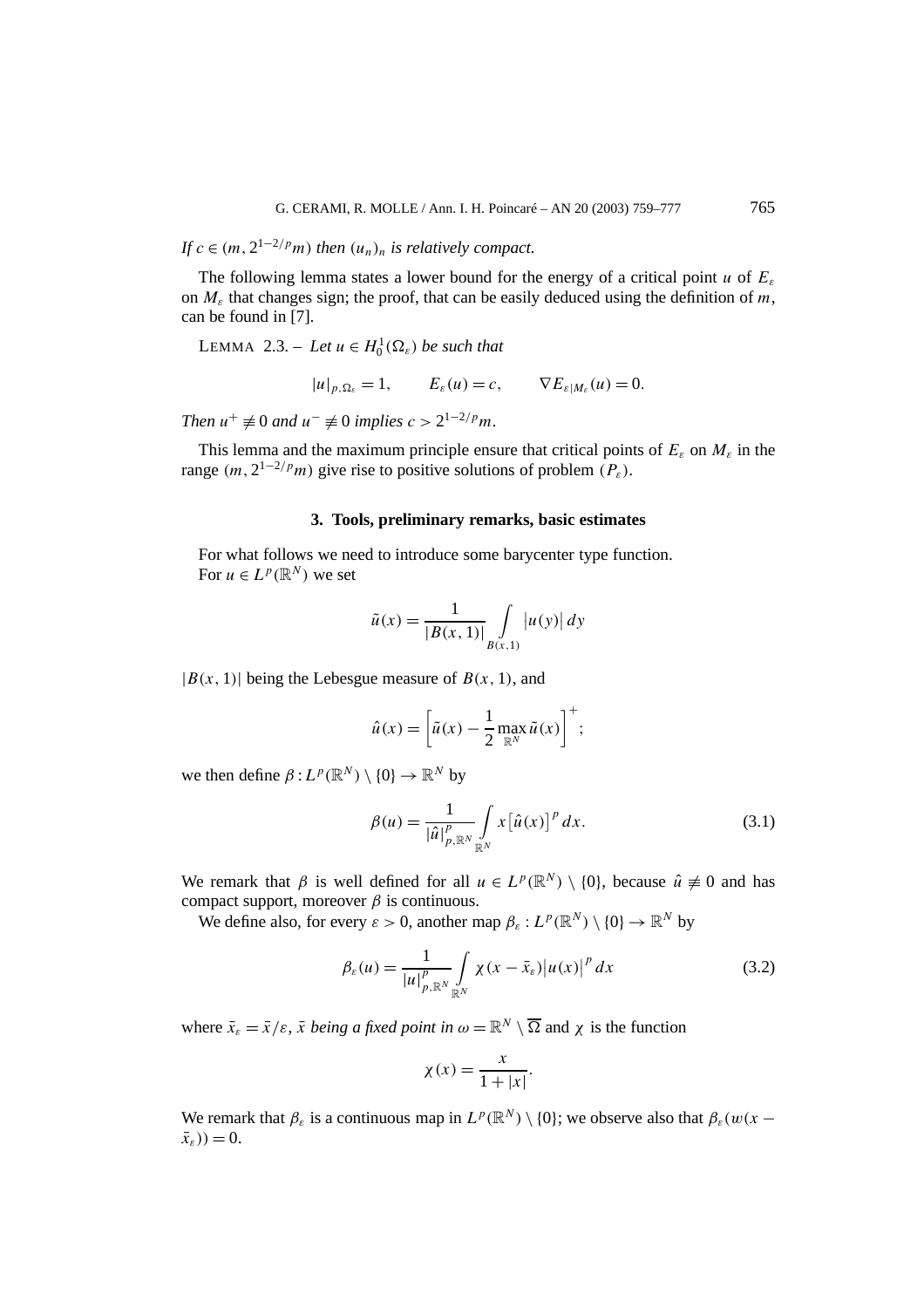*If $c \in (m, 2^{1-2/p}m)$ then $(u_n)_n$ is relatively compact.*

The following lemma states a lower bound for the energy of a critical point $u$ of $E_\varepsilon$ on $M_\varepsilon$ that changes sign; the proof, that can be easily deduced using the definition of $m$, can be found in [7].

LEMMA 2.3. – *Let $u \in H_0^1(\Omega_\varepsilon)$ be such that*

$$|u|_{p,\Omega_\varepsilon} = 1, \qquad E_\varepsilon(u) = c, \qquad \nabla E_{\varepsilon|M_\varepsilon}(u) = 0.$$

*Then $u^+ \not\equiv 0$ and $u^- \not\equiv 0$ implies $c > 2^{1-2/p}m$.*

This lemma and the maximum principle ensure that critical points of $E_\varepsilon$ on $M_\varepsilon$ in the range $(m, 2^{1-2/p}m)$ give rise to positive solutions of problem $(P_\varepsilon)$.

## 3. Tools, preliminary remarks, basic estimates

For what follows we need to introduce some barycenter type function.
For $u \in L^p(\mathbb{R}^N)$ we set

$$\tilde{u}(x) = \frac{1}{|B(x,1)|} \int_{B(x,1)} |u(y)|\, dy$$

$|B(x,1)|$ being the Lebesgue measure of $B(x,1)$, and

$$\hat{u}(x) = \left[\tilde{u}(x) - \frac{1}{2}\max_{\mathbb{R}^N} \tilde{u}(x)\right]^+;$$

we then define $\beta : L^p(\mathbb{R}^N) \setminus \{0\} \to \mathbb{R}^N$ by

$$\beta(u) = \frac{1}{|\hat{u}|^p_{p,\mathbb{R}^N}} \int_{\mathbb{R}^N} x \left[\hat{u}(x)\right]^p dx. \tag{3.1}$$

We remark that $\beta$ is well defined for all $u \in L^p(\mathbb{R}^N) \setminus \{0\}$, because $\hat{u} \not\equiv 0$ and has compact support, moreover $\beta$ is continuous.

We define also, for every $\varepsilon > 0$, another map $\beta_\varepsilon : L^p(\mathbb{R}^N) \setminus \{0\} \to \mathbb{R}^N$ by

$$\beta_\varepsilon(u) = \frac{1}{|u|^p_{p,\mathbb{R}^N}} \int_{\mathbb{R}^N} \chi(x - \bar{x}_\varepsilon)|u(x)|^p dx \tag{3.2}$$

where $\bar{x}_\varepsilon = \bar{x}/\varepsilon$, *$\bar{x}$ being a fixed point in $\omega = \mathbb{R}^N \setminus \overline{\Omega}$* and $\chi$ is the function

$$\chi(x) = \frac{x}{1 + |x|}.$$

We remark that $\beta_\varepsilon$ is a continuous map in $L^p(\mathbb{R}^N) \setminus \{0\}$; we observe also that $\beta_\varepsilon(w(x - \bar{x}_\varepsilon)) = 0$.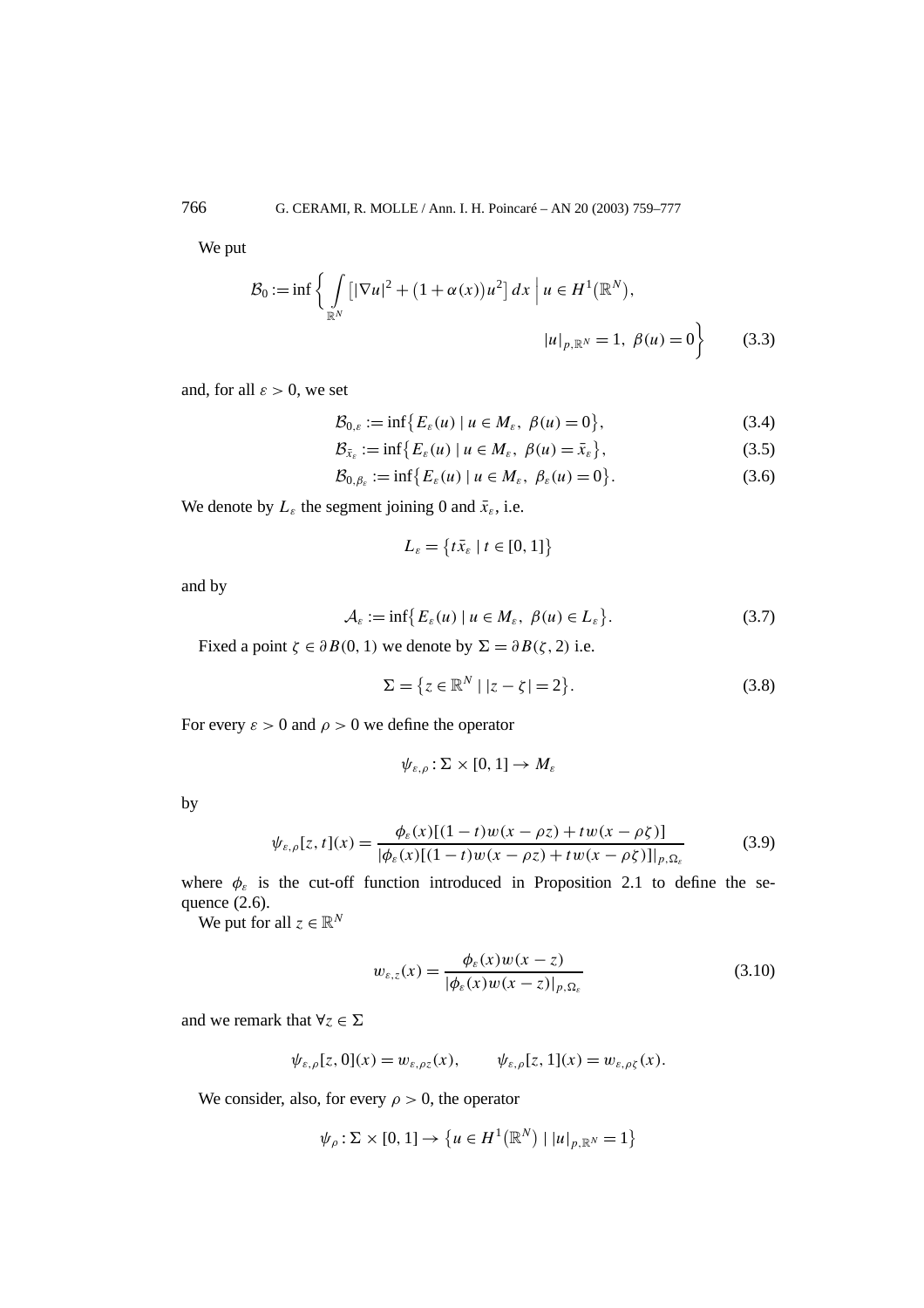We put

$$\mathcal{B}_0 := \inf\left\{ \int_{\mathbb{R}^N} \left[|\nabla u|^2 + \left(1+\alpha(x)\right)u^2\right] dx \;\Big|\; u \in H^1\left(\mathbb{R}^N\right),\ |u|_{p,\mathbb{R}^N} = 1,\ \beta(u) = 0 \right\} \tag{3.3}$$

and, for all $\varepsilon > 0$, we set

$$\mathcal{B}_{0,\varepsilon} := \inf\left\{ E_\varepsilon(u) \mid u \in M_\varepsilon,\ \beta(u) = 0 \right\}, \tag{3.4}$$

$$\mathcal{B}_{\bar{x}_\varepsilon} := \inf\left\{ E_\varepsilon(u) \mid u \in M_\varepsilon,\ \beta(u) = \bar{x}_\varepsilon \right\}, \tag{3.5}$$

$$\mathcal{B}_{0,\beta_\varepsilon} := \inf\left\{ E_\varepsilon(u) \mid u \in M_\varepsilon,\ \beta_\varepsilon(u) = 0 \right\}. \tag{3.6}$$

We denote by $L_\varepsilon$ the segment joining 0 and $\bar{x}_\varepsilon$, i.e.

$$L_\varepsilon = \left\{ t\bar{x}_\varepsilon \mid t \in [0,1] \right\}$$

and by

$$\mathcal{A}_\varepsilon := \inf\left\{ E_\varepsilon(u) \mid u \in M_\varepsilon,\ \beta(u) \in L_\varepsilon \right\}. \tag{3.7}$$

Fixed a point $\zeta \in \partial B(0,1)$ we denote by $\Sigma = \partial B(\zeta, 2)$ i.e.

$$\Sigma = \left\{ z \in \mathbb{R}^N \mid |z - \zeta| = 2 \right\}. \tag{3.8}$$

For every $\varepsilon > 0$ and $\rho > 0$ we define the operator

$$\psi_{\varepsilon,\rho} : \Sigma \times [0,1] \to M_\varepsilon$$

by

$$\psi_{\varepsilon,\rho}[z,t](x) = \frac{\phi_\varepsilon(x)[(1-t)w(x-\rho z) + t w(x - \rho\zeta)]}{|\phi_\varepsilon(x)[(1-t)w(x-\rho z) + t w(x-\rho\zeta)]|_{p,\Omega_\varepsilon}} \tag{3.9}$$

where $\phi_\varepsilon$ is the cut-off function introduced in Proposition 2.1 to define the sequence (2.6).

We put for all $z \in \mathbb{R}^N$

$$w_{\varepsilon,z}(x) = \frac{\phi_\varepsilon(x) w(x-z)}{|\phi_\varepsilon(x) w(x-z)|_{p,\Omega_\varepsilon}} \tag{3.10}$$

and we remark that $\forall z \in \Sigma$

$$\psi_{\varepsilon,\rho}[z,0](x) = w_{\varepsilon,\rho z}(x), \qquad \psi_{\varepsilon,\rho}[z,1](x) = w_{\varepsilon,\rho\zeta}(x).$$

We consider, also, for every $\rho > 0$, the operator

$$\psi_\rho : \Sigma \times [0,1] \to \left\{ u \in H^1\left(\mathbb{R}^N\right) \mid |u|_{p,\mathbb{R}^N} = 1 \right\}$$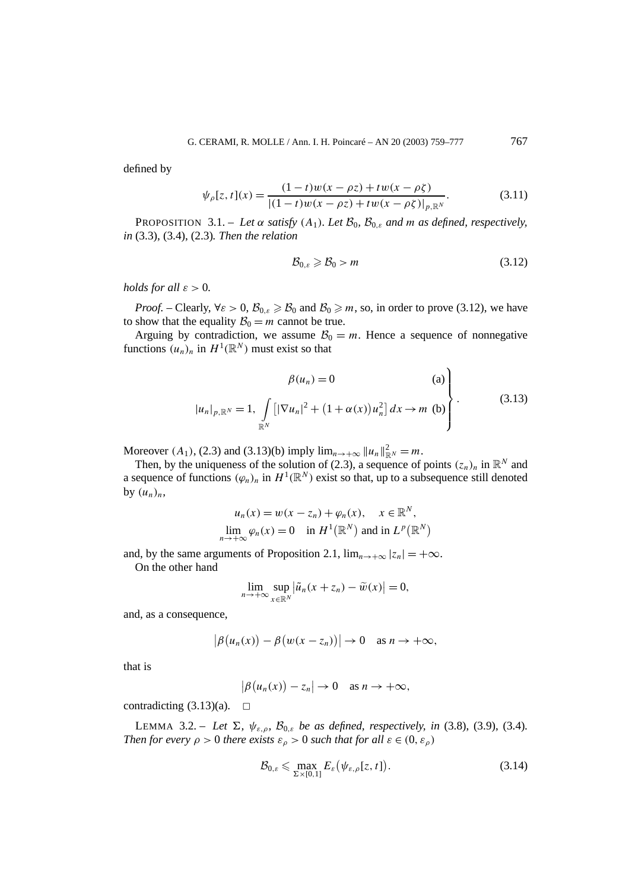defined by

$$\psi_\rho[z,t](x) = \frac{(1-t)w(x-\rho z) + tw(x-\rho\zeta)}{|(1-t)w(x-\rho z) + tw(x-\rho\zeta)|_{p,\mathbb{R}^N}}. \tag{3.11}$$

PROPOSITION 3.1. – *Let $\alpha$ satisfy $(A_1)$. Let $\mathcal{B}_0$, $\mathcal{B}_{0,\varepsilon}$ and $m$ as defined, respectively, in* (3.3), (3.4), (2.3)*. Then the relation*

$$\mathcal{B}_{0,\varepsilon} \geqslant \mathcal{B}_0 > m \tag{3.12}$$

*holds for all $\varepsilon > 0$.*

*Proof.* – Clearly, $\forall\varepsilon > 0$, $\mathcal{B}_{0,\varepsilon} \geqslant \mathcal{B}_0$ and $\mathcal{B}_0 \geqslant m$, so, in order to prove (3.12), we have to show that the equality $\mathcal{B}_0 = m$ cannot be true.

Arguing by contradiction, we assume $\mathcal{B}_0 = m$. Hence a sequence of nonnegative functions $(u_n)_n$ in $H^1(\mathbb{R}^N)$ must exist so that

$$\left.\begin{array}{lr} \beta(u_n) = 0 & \text{(a)} \\ |u_n|_{p,\mathbb{R}^N} = 1, \ \displaystyle\int_{\mathbb{R}^N} \left[|\nabla u_n|^2 + \big(1+\alpha(x)\big)u_n^2\right] dx \to m & \text{(b)} \end{array}\right\}. \tag{3.13}$$

Moreover $(A_1)$, (2.3) and (3.13)(b) imply $\lim_{n\to+\infty} \|u_n\|^2_{\mathbb{R}^N} = m$.

Then, by the uniqueness of the solution of (2.3), a sequence of points $(z_n)_n$ in $\mathbb{R}^N$ and a sequence of functions $(\varphi_n)_n$ in $H^1(\mathbb{R}^N)$ exist so that, up to a subsequence still denoted by $(u_n)_n$,

$$u_n(x) = w(x - z_n) + \varphi_n(x), \quad x \in \mathbb{R}^N,$$
$$\lim_{n\to+\infty} \varphi_n(x) = 0 \quad \text{in } H^1\big(\mathbb{R}^N\big) \text{ and in } L^p\big(\mathbb{R}^N\big)$$

and, by the same arguments of Proposition 2.1, $\lim_{n\to+\infty} |z_n| = +\infty$.

On the other hand

$$\lim_{n\to+\infty} \sup_{x\in\mathbb{R}^N} \left|\tilde{u}_n(x+z_n) - \widetilde{w}(x)\right| = 0,$$

and, as a consequence,

$$\left|\beta\big(u_n(x)\big) - \beta\big(w(x-z_n)\big)\right| \to 0 \quad \text{as } n \to +\infty,$$

that is

$$\left|\beta\big(u_n(x)\big) - z_n\right| \to 0 \quad \text{as } n \to +\infty,$$

contradicting (3.13)(a). $\square$

LEMMA 3.2. – *Let $\Sigma$, $\psi_{\varepsilon,\rho}$, $\mathcal{B}_{0,\varepsilon}$ be as defined, respectively, in* (3.8), (3.9), (3.4)*. Then for every $\rho > 0$ there exists $\varepsilon_\rho > 0$ such that for all $\varepsilon \in (0, \varepsilon_\rho)$*

$$\mathcal{B}_{0,\varepsilon} \leqslant \max_{\Sigma\times[0,1]} E_\varepsilon\big(\psi_{\varepsilon,\rho}[z,t]\big). \tag{3.14}$$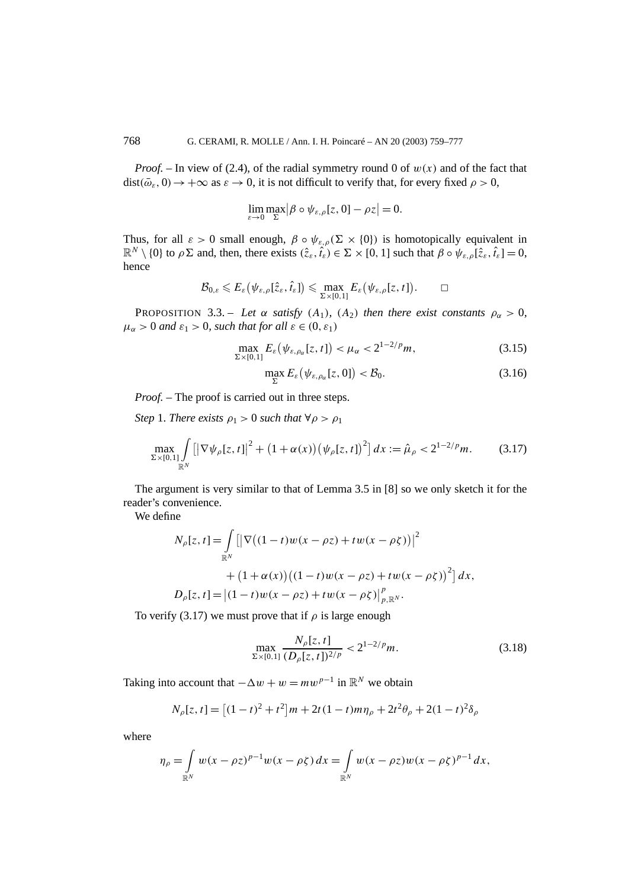*Proof.* – In view of (2.4), of the radial symmetry round 0 of $w(x)$ and of the fact that $\mathrm{dist}(\bar{\omega}_\varepsilon, 0) \to +\infty$ as $\varepsilon \to 0$, it is not difficult to verify that, for every fixed $\rho > 0$,

$$\lim_{\varepsilon \to 0} \max_{\Sigma} \left| \beta \circ \psi_{\varepsilon,\rho}[z,0] - \rho z \right| = 0.$$

Thus, for all $\varepsilon > 0$ small enough, $\beta \circ \psi_{\varepsilon,\rho}(\Sigma \times \{0\})$ is homotopically equivalent in $\mathbb{R}^N \setminus \{0\}$ to $\rho\Sigma$ and, then, there exists $(\hat{z}_\varepsilon, \hat{t}_\varepsilon) \in \Sigma \times [0,1]$ such that $\beta \circ \psi_{\varepsilon,\rho}[\hat{z}_\varepsilon, \hat{t}_\varepsilon] = 0$, hence

$$\mathcal{B}_{0,\varepsilon} \leqslant E_\varepsilon\big(\psi_{\varepsilon,\rho}[\hat{z}_\varepsilon, \hat{t}_\varepsilon]\big) \leqslant \max_{\Sigma \times [0,1]} E_\varepsilon\big(\psi_{\varepsilon,\rho}[z,t]\big). \qquad \square$$

PROPOSITION 3.3. – *Let $\alpha$ satisfy $(A_1)$, $(A_2)$ then there exist constants $\rho_\alpha > 0$, $\mu_\alpha > 0$ and $\varepsilon_1 > 0$, such that for all $\varepsilon \in (0, \varepsilon_1)$*

$$\max_{\Sigma \times [0,1]} E_\varepsilon\big(\psi_{\varepsilon,\rho_\alpha}[z,t]\big) < \mu_\alpha < 2^{1-2/p} m, \tag{3.15}$$

$$\max_{\Sigma} E_\varepsilon\big(\psi_{\varepsilon,\rho_\alpha}[z,0]\big) < \mathcal{B}_0. \tag{3.16}$$

*Proof.* – The proof is carried out in three steps.

*Step* 1. *There exists $\rho_1 > 0$ such that $\forall \rho > \rho_1$*

$$\max_{\Sigma \times [0,1]} \int_{\mathbb{R}^N} \left[ \left| \nabla \psi_\rho[z,t] \right|^2 + \big(1 + \alpha(x)\big)\big(\psi_\rho[z,t]\big)^2 \right] dx := \hat{\mu}_\rho < 2^{1-2/p} m. \tag{3.17}$$

The argument is very similar to that of Lemma 3.5 in [8] so we only sketch it for the reader's convenience.

We define

$$\begin{aligned}
N_\rho[z,t] = \int_{\mathbb{R}^N} \Big[ & \left| \nabla\big((1-t)w(x-\rho z) + t w(x - \rho\zeta)\big) \right|^2 \\
& + \big(1+\alpha(x)\big)\big((1-t)w(x-\rho z) + t w(x-\rho\zeta)\big)^2 \Big] dx, \\
D_\rho[z,t] = \big| & (1-t)w(x-\rho z) + t w(x-\rho\zeta) \big|_{p,\mathbb{R}^N}^p.
\end{aligned}$$

To verify (3.17) we must prove that if $\rho$ is large enough

$$\max_{\Sigma \times [0,1]} \frac{N_\rho[z,t]}{(D_\rho[z,t])^{2/p}} < 2^{1-2/p} m. \tag{3.18}$$

Taking into account that $-\Delta w + w = m w^{p-1}$ in $\mathbb{R}^N$ we obtain

$$N_\rho[z,t] = \big[(1-t)^2 + t^2\big] m + 2t(1-t) m \eta_\rho + 2t^2 \theta_\rho + 2(1-t)^2 \delta_\rho$$

where

$$\eta_\rho = \int_{\mathbb{R}^N} w(x-\rho z)^{p-1} w(x-\rho\zeta)\, dx = \int_{\mathbb{R}^N} w(x-\rho z) w(x-\rho\zeta)^{p-1}\, dx,$$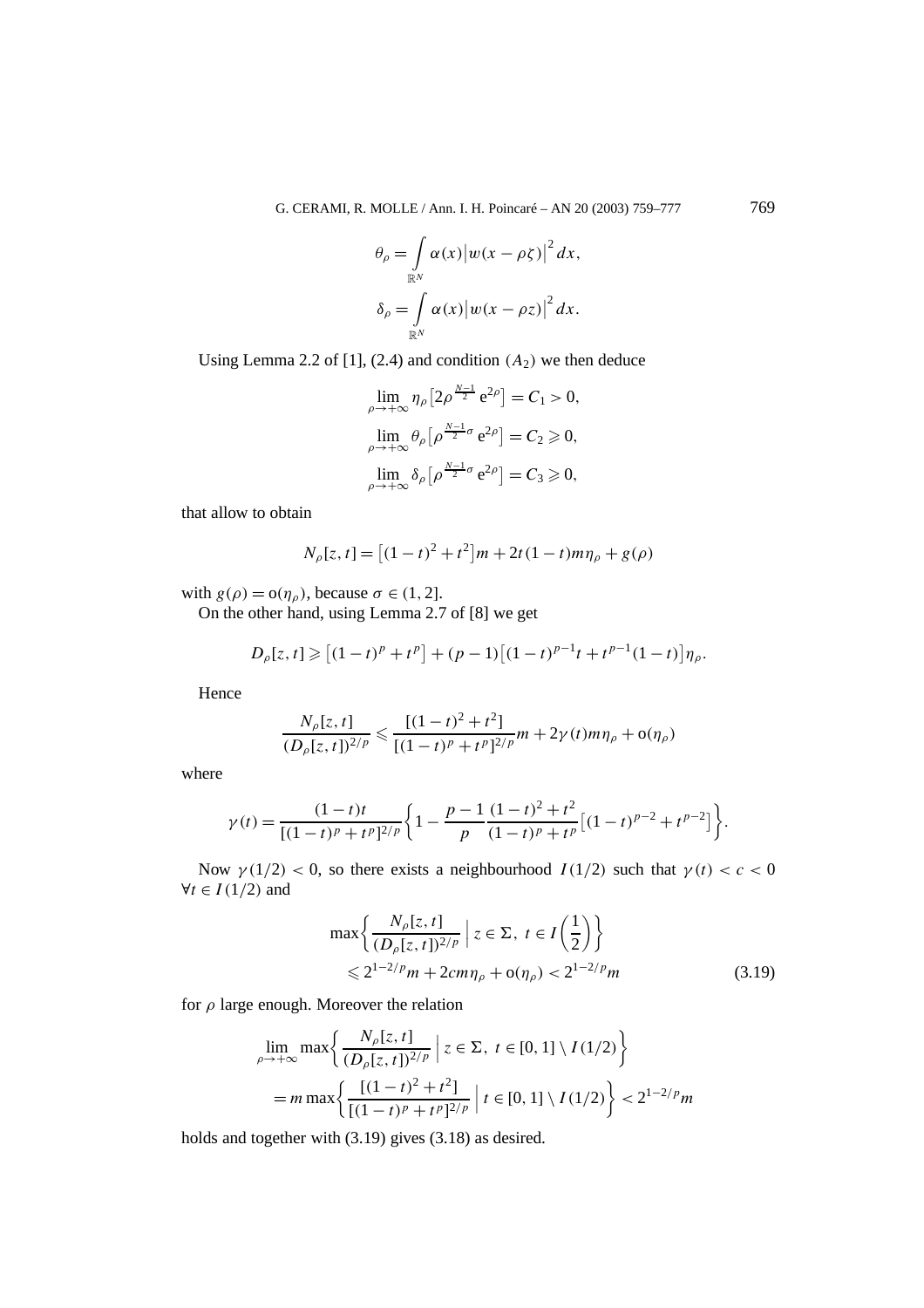$$\theta_\rho = \int_{\mathbb{R}^N} \alpha(x)\left|w(x-\rho\zeta)\right|^2 dx,$$

$$\delta_\rho = \int_{\mathbb{R}^N} \alpha(x)\left|w(x-\rho z)\right|^2 dx.$$

Using Lemma 2.2 of [1], (2.4) and condition $(A_2)$ we then deduce

$$\lim_{\rho\to+\infty} \eta_\rho\left[2\rho^{\frac{N-1}{2}} \mathrm{e}^{2\rho}\right] = C_1 > 0,$$

$$\lim_{\rho\to+\infty} \theta_\rho\left[\rho^{\frac{N-1}{2}\sigma} \mathrm{e}^{2\rho}\right] = C_2 \geqslant 0,$$

$$\lim_{\rho\to+\infty} \delta_\rho\left[\rho^{\frac{N-1}{2}\sigma} \mathrm{e}^{2\rho}\right] = C_3 \geqslant 0,$$

that allow to obtain

$$N_\rho[z,t] = \left[(1-t)^2 + t^2\right]m + 2t(1-t)m\eta_\rho + g(\rho)$$

with $g(\rho) = \mathrm{o}(\eta_\rho)$, because $\sigma \in (1,2]$.

On the other hand, using Lemma 2.7 of [8] we get

$$D_\rho[z,t] \geqslant \left[(1-t)^p + t^p\right] + (p-1)\left[(1-t)^{p-1}t + t^{p-1}(1-t)\right]\eta_\rho.$$

Hence

$$\frac{N_\rho[z,t]}{(D_\rho[z,t])^{2/p}} \leqslant \frac{[(1-t)^2+t^2]}{[(1-t)^p + t^p]^{2/p}}m + 2\gamma(t)m\eta_\rho + \mathrm{o}(\eta_\rho)$$

where

$$\gamma(t) = \frac{(1-t)t}{[(1-t)^p + t^p]^{2/p}}\left\{1 - \frac{p-1}{p}\frac{(1-t)^2+t^2}{(1-t)^p+t^p}\left[(1-t)^{p-2} + t^{p-2}\right]\right\}.$$

Now $\gamma(1/2) < 0$, so there exists a neighbourhood $I(1/2)$ such that $\gamma(t) < c < 0$ $\forall t \in I(1/2)$ and

$$\max\left\{\frac{N_\rho[z,t]}{(D_\rho[z,t])^{2/p}} \;\Big|\; z \in \Sigma,\ t \in I\left(\frac{1}{2}\right)\right\} \leqslant 2^{1-2/p}m + 2cm\eta_\rho + \mathrm{o}(\eta_\rho) < 2^{1-2/p}m \tag{3.19}$$

for $\rho$ large enough. Moreover the relation

$$\lim_{\rho\to+\infty} \max\left\{\frac{N_\rho[z,t]}{(D_\rho[z,t])^{2/p}} \;\Big|\; z\in\Sigma,\ t\in[0,1]\setminus I(1/2)\right\}$$
$$= m\max\left\{\frac{[(1-t)^2+t^2]}{[(1-t)^p+t^p]^{2/p}} \;\Big|\; t \in [0,1]\setminus I(1/2)\right\} < 2^{1-2/p}m$$

holds and together with (3.19) gives (3.18) as desired.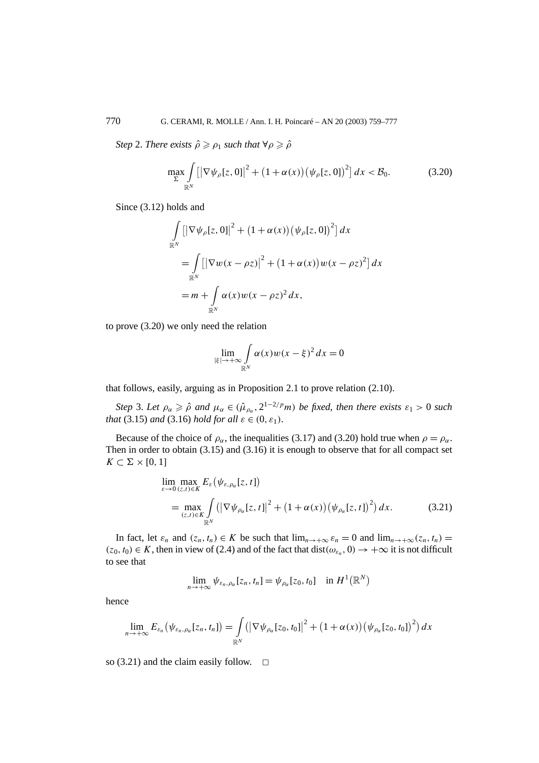*Step* 2. *There exists* $\hat\rho \geqslant \rho_1$ *such that* $\forall \rho \geqslant \hat\rho$

$$\max_{\Sigma} \int_{\mathbb{R}^N} \left[\left|\nabla \psi_\rho[z,0]\right|^2 + \left(1+\alpha(x)\right)\left(\psi_\rho[z,0]\right)^2\right] dx < \mathcal{B}_0. \tag{3.20}$$

Since (3.12) holds and

$$\begin{aligned}
&\int_{\mathbb{R}^N} \left[\left|\nabla \psi_\rho[z,0]\right|^2 + \left(1+\alpha(x)\right)\left(\psi_\rho[z,0]\right)^2\right] dx \\
&\quad = \int_{\mathbb{R}^N} \left[\left|\nabla w(x-\rho z)\right|^2 + \left(1+\alpha(x)\right) w(x-\rho z)^2\right] dx \\
&\quad = m + \int_{\mathbb{R}^N} \alpha(x) w(x-\rho z)^2 \, dx,
\end{aligned}$$

to prove (3.20) we only need the relation

$$\lim_{|\xi|\to+\infty} \int_{\mathbb{R}^N} \alpha(x) w(x-\xi)^2 \, dx = 0$$

that follows, easily, arguing as in Proposition 2.1 to prove relation (2.10).

*Step* 3. *Let* $\rho_\alpha \geqslant \hat\rho$ *and* $\mu_\alpha \in (\hat\mu_{\rho_\alpha}, 2^{1-2/p} m)$ *be fixed, then there exists* $\varepsilon_1 > 0$ *such that* (3.15) *and* (3.16) *hold for all* $\varepsilon \in (0, \varepsilon_1)$.

Because of the choice of $\rho_\alpha$, the inequalities (3.17) and (3.20) hold true when $\rho = \rho_\alpha$. Then in order to obtain (3.15) and (3.16) it is enough to observe that for all compact set $K \subset \Sigma \times [0,1]$

$$\begin{aligned}
&\lim_{\varepsilon\to 0} \max_{(z,t)\in K} E_\varepsilon\left(\psi_{\varepsilon,\rho_\alpha}[z,t]\right) \\
&\quad = \max_{(z,t)\in K} \int_{\mathbb{R}^N} \left(\left|\nabla \psi_{\rho_\alpha}[z,t]\right|^2 + \left(1+\alpha(x)\right)\left(\psi_{\rho_\alpha}[z,t]\right)^2\right) dx.
\end{aligned} \tag{3.21}$$

In fact, let $\varepsilon_n$ and $(z_n,t_n) \in K$ be such that $\lim_{n\to+\infty} \varepsilon_n = 0$ and $\lim_{n\to+\infty}(z_n,t_n) = (z_0,t_0) \in K$, then in view of (2.4) and of the fact that $\operatorname{dist}(\omega_{\varepsilon_n}, 0) \to +\infty$ it is not difficult to see that

$$\lim_{n\to+\infty} \psi_{\varepsilon_n,\rho_\alpha}[z_n,t_n] = \psi_{\rho_\alpha}[z_0,t_0] \quad \text{in } H^1\left(\mathbb{R}^N\right)$$

hence

$$\lim_{n\to+\infty} E_{\varepsilon_n}\left(\psi_{\varepsilon_n,\rho_\alpha}[z_n,t_n]\right) = \int_{\mathbb{R}^N} \left(\left|\nabla \psi_{\rho_\alpha}[z_0,t_0]\right|^2 + \left(1+\alpha(x)\right)\left(\psi_{\rho_\alpha}[z_0,t_0]\right)^2\right) dx$$

so (3.21) and the claim easily follow. □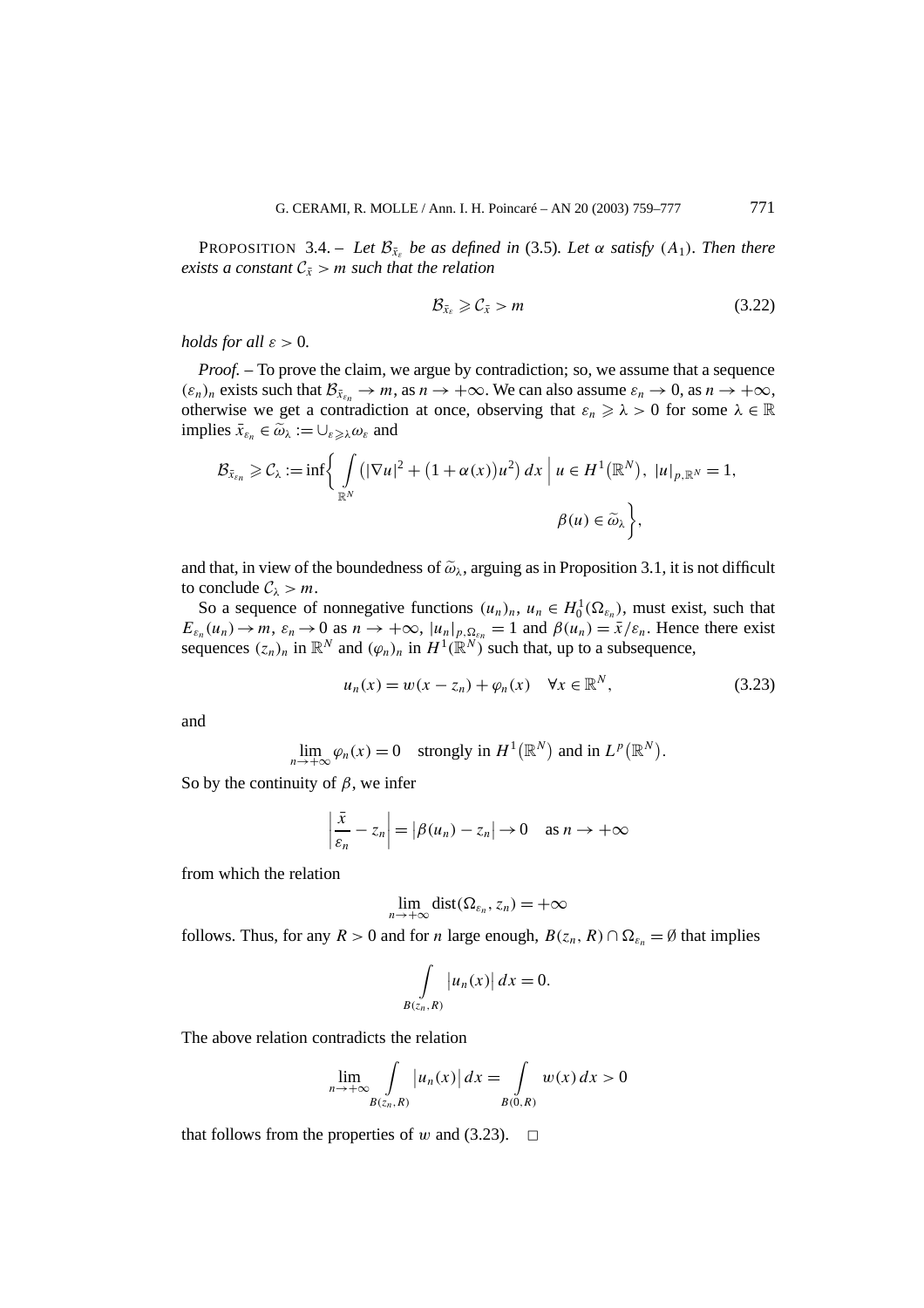PROPOSITION 3.4. – *Let $\mathcal{B}_{\bar{x}_\varepsilon}$ be as defined in* (3.5)*. Let $\alpha$ satisfy $(A_1)$. Then there exists a constant $\mathcal{C}_{\bar{x}} > m$ such that the relation*

$$\mathcal{B}_{\bar{x}_\varepsilon} \geqslant \mathcal{C}_{\bar{x}} > m \tag{3.22}$$

*holds for all $\varepsilon > 0$.*

*Proof.* – To prove the claim, we argue by contradiction; so, we assume that a sequence $(\varepsilon_n)_n$ exists such that $\mathcal{B}_{\bar{x}_{\varepsilon_n}} \to m$, as $n \to +\infty$. We can also assume $\varepsilon_n \to 0$, as $n \to +\infty$, otherwise we get a contradiction at once, observing that $\varepsilon_n \geqslant \lambda > 0$ for some $\lambda \in \mathbb{R}$ implies $\bar{x}_{\varepsilon_n} \in \widetilde{\omega}_\lambda := \cup_{\varepsilon \geqslant \lambda} \omega_\varepsilon$ and

$$\mathcal{B}_{\bar{x}_{\varepsilon_n}} \geqslant \mathcal{C}_\lambda := \inf\left\{ \int_{\mathbb{R}^N} \left(|\nabla u|^2 + \left(1 + \alpha(x)\right)u^2\right) dx \;\middle|\; u \in H^1\left(\mathbb{R}^N\right),\ |u|_{p,\mathbb{R}^N} = 1,\ \beta(u) \in \widetilde{\omega}_\lambda \right\},$$

and that, in view of the boundedness of $\widetilde{\omega}_\lambda$, arguing as in Proposition 3.1, it is not difficult to conclude $\mathcal{C}_\lambda > m$.

So a sequence of nonnegative functions $(u_n)_n$, $u_n \in H_0^1(\Omega_{\varepsilon_n})$, must exist, such that $E_{\varepsilon_n}(u_n) \to m$, $\varepsilon_n \to 0$ as $n \to +\infty$, $|u_n|_{p,\Omega_{\varepsilon_n}} = 1$ and $\beta(u_n) = \bar{x}/\varepsilon_n$. Hence there exist sequences $(z_n)_n$ in $\mathbb{R}^N$ and $(\varphi_n)_n$ in $H^1(\mathbb{R}^N)$ such that, up to a subsequence,

$$u_n(x) = w(x - z_n) + \varphi_n(x) \quad \forall x \in \mathbb{R}^N, \tag{3.23}$$

and

$$\lim_{n \to +\infty} \varphi_n(x) = 0 \quad \text{strongly in } H^1\left(\mathbb{R}^N\right) \text{ and in } L^p\left(\mathbb{R}^N\right).$$

So by the continuity of $\beta$, we infer

$$\left|\frac{\bar{x}}{\varepsilon_n} - z_n\right| = \left|\beta(u_n) - z_n\right| \to 0 \quad \text{as } n \to +\infty$$

from which the relation

$$\lim_{n \to +\infty} \operatorname{dist}(\Omega_{\varepsilon_n}, z_n) = +\infty$$

follows. Thus, for any $R > 0$ and for $n$ large enough, $B(z_n, R) \cap \Omega_{\varepsilon_n} = \emptyset$ that implies

$$\int_{B(z_n,R)} \left|u_n(x)\right| dx = 0.$$

The above relation contradicts the relation

$$\lim_{n \to +\infty} \int_{B(z_n,R)} \left|u_n(x)\right| dx = \int_{B(0,R)} w(x)\, dx > 0$$

that follows from the properties of $w$ and (3.23). $\square$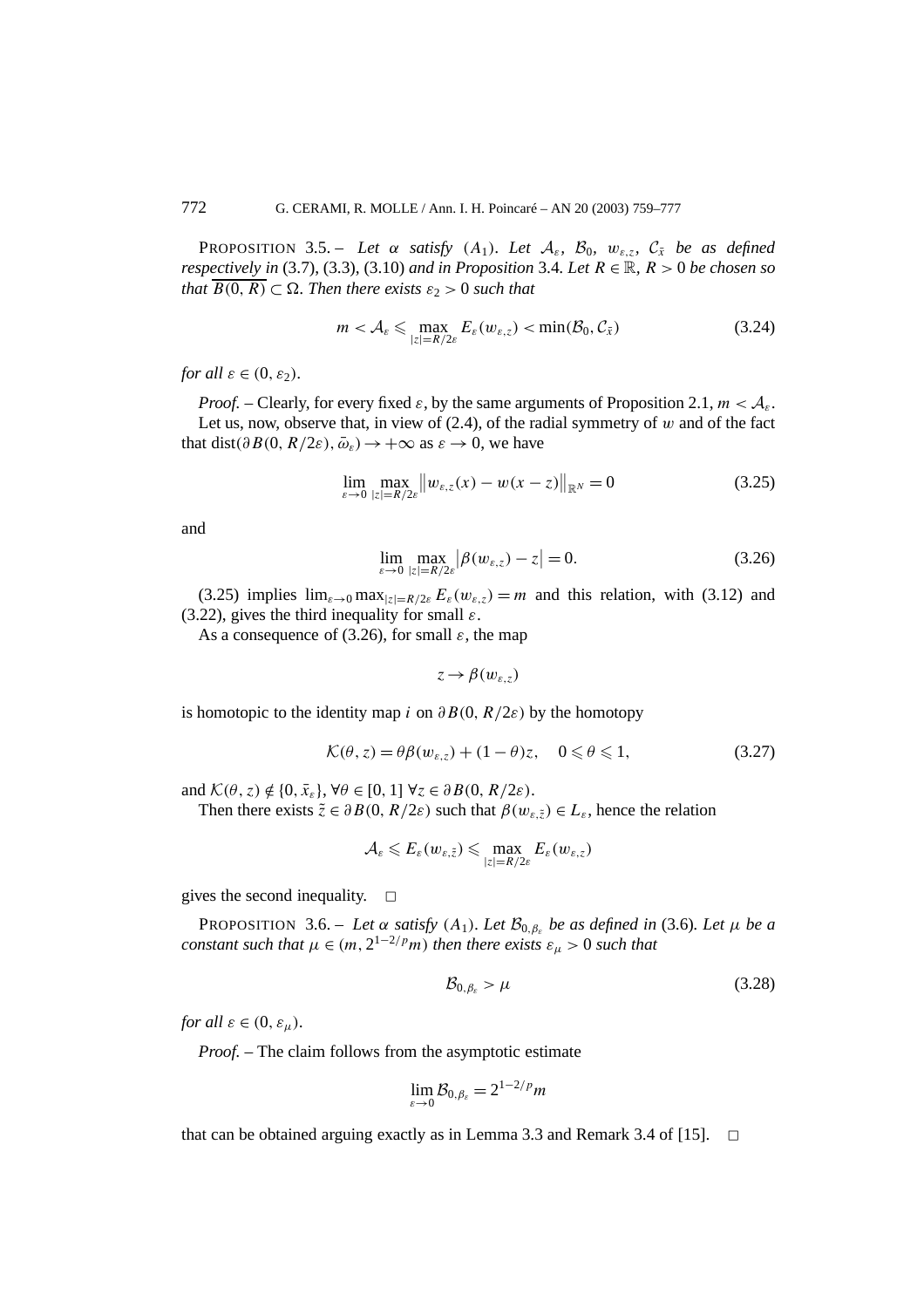PROPOSITION 3.5. – *Let $\alpha$ satisfy $(A_1)$. Let $\mathcal{A}_\varepsilon$, $\mathcal{B}_0$, $w_{\varepsilon,z}$, $\mathcal{C}_{\bar{x}}$ be as defined respectively in* (3.7), (3.3), (3.10) *and in Proposition* 3.4. *Let $R \in \mathbb{R}$, $R > 0$ be chosen so that $\overline{B(0,R)} \subset \Omega$. Then there exists $\varepsilon_2 > 0$ such that*

$$m < \mathcal{A}_\varepsilon \leqslant \max_{|z|=R/2\varepsilon} E_\varepsilon(w_{\varepsilon,z}) < \min(\mathcal{B}_0, \mathcal{C}_{\bar{x}}) \tag{3.24}$$

*for all $\varepsilon \in (0, \varepsilon_2)$.*

*Proof.* – Clearly, for every fixed $\varepsilon$, by the same arguments of Proposition 2.1, $m < \mathcal{A}_\varepsilon$.

Let us, now, observe that, in view of (2.4), of the radial symmetry of $w$ and of the fact that $\operatorname{dist}(\partial B(0, R/2\varepsilon), \bar{\omega}_\varepsilon) \to +\infty$ as $\varepsilon \to 0$, we have

$$\lim_{\varepsilon\to 0} \max_{|z|=R/2\varepsilon} \left\| w_{\varepsilon,z}(x) - w(x-z) \right\|_{\mathbb{R}^N} = 0 \tag{3.25}$$

and

$$\lim_{\varepsilon\to 0} \max_{|z|=R/2\varepsilon} \left| \beta(w_{\varepsilon,z}) - z \right| = 0. \tag{3.26}$$

(3.25) implies $\lim_{\varepsilon\to 0} \max_{|z|=R/2\varepsilon} E_\varepsilon(w_{\varepsilon,z}) = m$ and this relation, with (3.12) and (3.22), gives the third inequality for small $\varepsilon$.

As a consequence of (3.26), for small $\varepsilon$, the map

$$z \to \beta(w_{\varepsilon,z})$$

is homotopic to the identity map $i$ on $\partial B(0, R/2\varepsilon)$ by the homotopy

$$\mathcal{K}(\theta, z) = \theta\beta(w_{\varepsilon,z}) + (1-\theta)z, \quad 0 \leqslant \theta \leqslant 1, \tag{3.27}$$

and $\mathcal{K}(\theta, z) \notin \{0, \bar{x}_\varepsilon\}$, $\forall \theta \in [0,1]$ $\forall z \in \partial B(0, R/2\varepsilon)$.

Then there exists $\tilde{z} \in \partial B(0, R/2\varepsilon)$ such that $\beta(w_{\varepsilon,\tilde{z}}) \in L_\varepsilon$, hence the relation

$$\mathcal{A}_\varepsilon \leqslant E_\varepsilon(w_{\varepsilon,\tilde{z}}) \leqslant \max_{|z|=R/2\varepsilon} E_\varepsilon(w_{\varepsilon,z})$$

gives the second inequality. □

PROPOSITION 3.6. – *Let $\alpha$ satisfy $(A_1)$. Let $\mathcal{B}_{0,\beta_\varepsilon}$ be as defined in* (3.6). *Let $\mu$ be a constant such that $\mu \in (m, 2^{1-2/p}m)$ then there exists $\varepsilon_\mu > 0$ such that*

$$\mathcal{B}_{0,\beta_\varepsilon} > \mu \tag{3.28}$$

*for all $\varepsilon \in (0, \varepsilon_\mu)$.*

*Proof.* – The claim follows from the asymptotic estimate

$$\lim_{\varepsilon\to 0} \mathcal{B}_{0,\beta_\varepsilon} = 2^{1-2/p}m$$

that can be obtained arguing exactly as in Lemma 3.3 and Remark 3.4 of [15]. □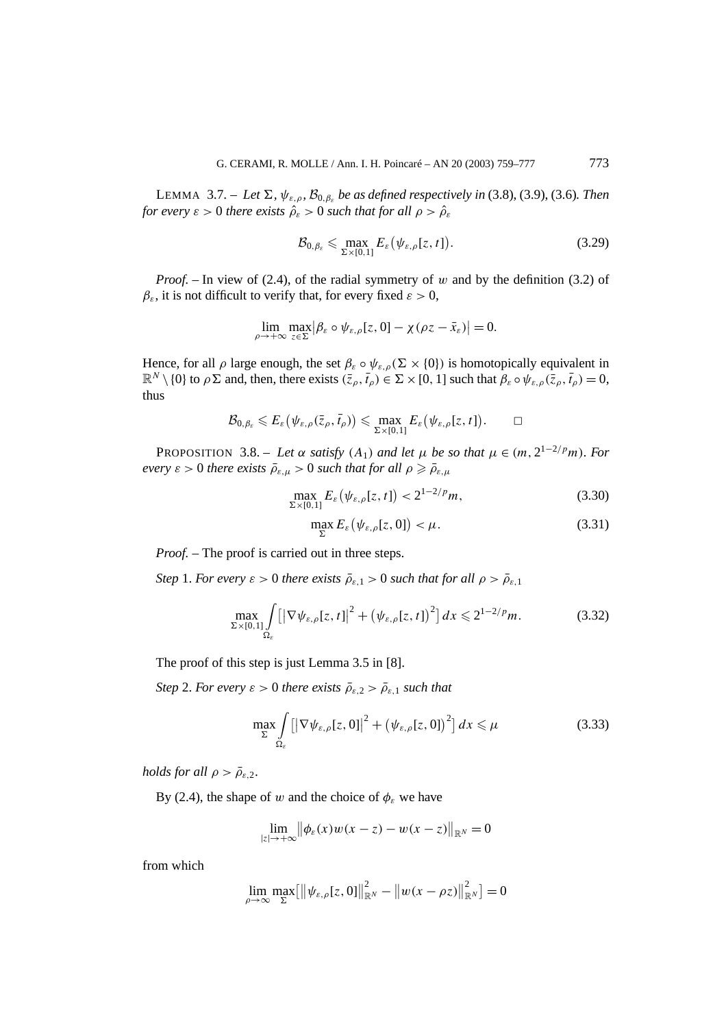LEMMA 3.7. – *Let* $\Sigma$, $\psi_{\varepsilon,\rho}$, $\mathcal{B}_{0,\beta_\varepsilon}$ *be as defined respectively in* (3.8), (3.9), (3.6)*. Then for every* $\varepsilon > 0$ *there exists* $\hat{\rho}_\varepsilon > 0$ *such that for all* $\rho > \hat{\rho}_\varepsilon$

$$\mathcal{B}_{0,\beta_\varepsilon} \leqslant \max_{\Sigma\times[0,1]} E_\varepsilon\big(\psi_{\varepsilon,\rho}[z,t]\big). \tag{3.29}$$

*Proof.* – In view of (2.4), of the radial symmetry of $w$ and by the definition (3.2) of $\beta_\varepsilon$, it is not difficult to verify that, for every fixed $\varepsilon > 0$,

$$\lim_{\rho\to+\infty}\max_{z\in\Sigma}\big|\beta_\varepsilon\circ\psi_{\varepsilon,\rho}[z,0] - \chi(\rho z - \bar{x}_\varepsilon)\big| = 0.$$

Hence, for all $\rho$ large enough, the set $\beta_\varepsilon\circ\psi_{\varepsilon,\rho}(\Sigma\times\{0\})$ is homotopically equivalent in $\mathbb{R}^N\setminus\{0\}$ to $\rho\Sigma$ and, then, there exists $(\bar{z}_\rho,\bar{t}_\rho)\in\Sigma\times[0,1]$ such that $\beta_\varepsilon\circ\psi_{\varepsilon,\rho}(\bar{z}_\rho,\bar{t}_\rho) = 0$, thus

$$\mathcal{B}_{0,\beta_\varepsilon} \leqslant E_\varepsilon\big(\psi_{\varepsilon,\rho}(\bar{z}_\rho,\bar{t}_\rho)\big) \leqslant \max_{\Sigma\times[0,1]} E_\varepsilon\big(\psi_{\varepsilon,\rho}[z,t]\big). \qquad \square$$

PROPOSITION 3.8. – *Let* $\alpha$ *satisfy* $(A_1)$ *and let* $\mu$ *be so that* $\mu\in(m, 2^{1-2/p}m)$*. For every* $\varepsilon > 0$ *there exists* $\bar{\rho}_{\varepsilon,\mu} > 0$ *such that for all* $\rho \geqslant \bar{\rho}_{\varepsilon,\mu}$

$$\max_{\Sigma\times[0,1]} E_\varepsilon\big(\psi_{\varepsilon,\rho}[z,t]\big) < 2^{1-2/p}m, \tag{3.30}$$

$$\max_{\Sigma} E_\varepsilon\big(\psi_{\varepsilon,\rho}[z,0]\big) < \mu. \tag{3.31}$$

*Proof.* – The proof is carried out in three steps.

*Step* 1. *For every* $\varepsilon > 0$ *there exists* $\bar{\rho}_{\varepsilon,1} > 0$ *such that for all* $\rho > \bar{\rho}_{\varepsilon,1}$

$$\max_{\Sigma\times[0,1]}\int_{\Omega_\varepsilon}\big[\big|\nabla\psi_{\varepsilon,\rho}[z,t]\big|^2 + \big(\psi_{\varepsilon,\rho}[z,t]\big)^2\big]\,dx \leqslant 2^{1-2/p}m. \tag{3.32}$$

The proof of this step is just Lemma 3.5 in [8].

*Step* 2. *For every* $\varepsilon > 0$ *there exists* $\bar{\rho}_{\varepsilon,2} > \bar{\rho}_{\varepsilon,1}$ *such that*

$$\max_{\Sigma}\int_{\Omega_\varepsilon}\big[\big|\nabla\psi_{\varepsilon,\rho}[z,0]\big|^2 + \big(\psi_{\varepsilon,\rho}[z,0]\big)^2\big]\,dx \leqslant \mu \tag{3.33}$$

*holds for all* $\rho > \bar{\rho}_{\varepsilon,2}$.

By (2.4), the shape of $w$ and the choice of $\phi_\varepsilon$ we have

$$\lim_{|z|\to+\infty}\big\|\phi_\varepsilon(x)w(x-z) - w(x-z)\big\|_{\mathbb{R}^N} = 0$$

from which

$$\lim_{\rho\to\infty}\max_{\Sigma}\big[\big\|\psi_{\varepsilon,\rho}[z,0]\big\|^2_{\mathbb{R}^N} - \big\|w(x-\rho z)\big\|^2_{\mathbb{R}^N}\big] = 0$$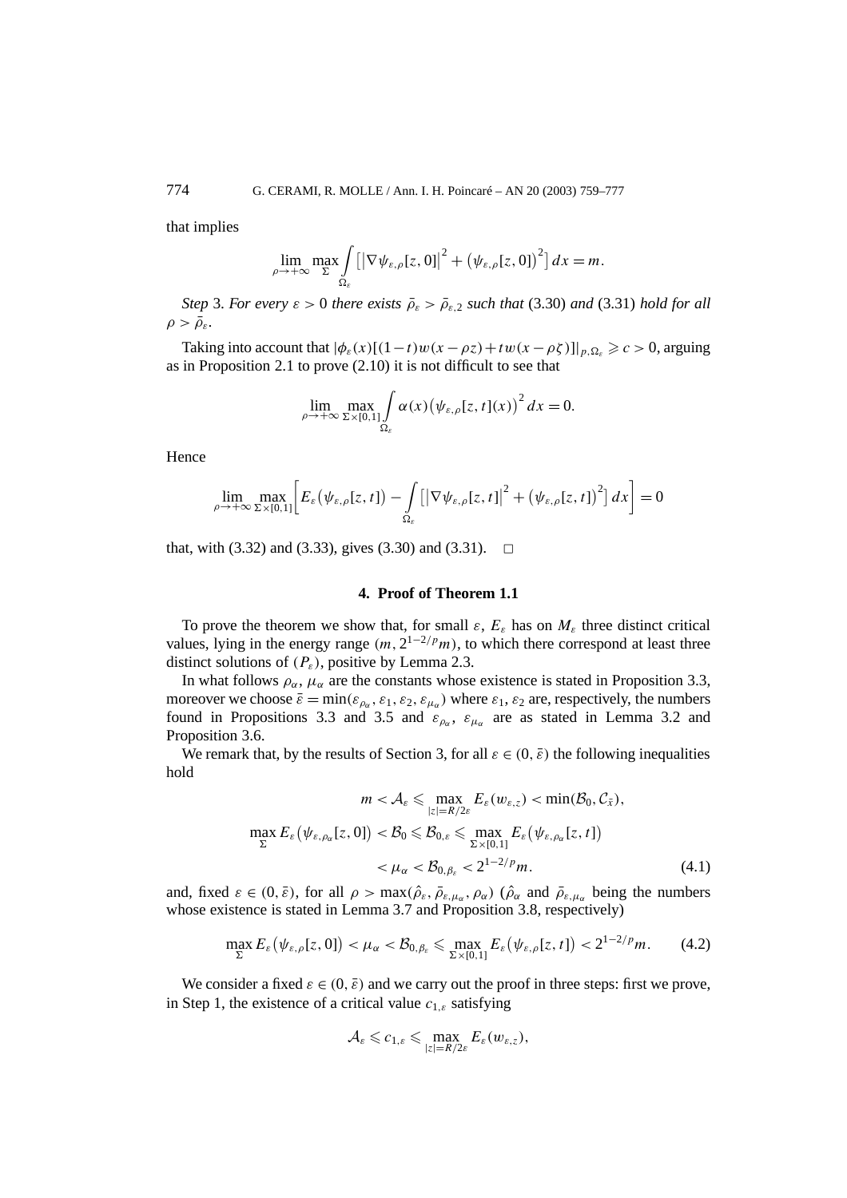that implies

$$\lim_{\rho\to+\infty}\max_{\Sigma}\int_{\Omega_\varepsilon}\left[\left|\nabla\psi_{\varepsilon,\rho}[z,0]\right|^2+\left(\psi_{\varepsilon,\rho}[z,0]\right)^2\right]dx=m.$$

*Step* 3. *For every* $\varepsilon>0$ *there exists* $\bar\rho_\varepsilon>\bar\rho_{\varepsilon,2}$ *such that* (3.30) *and* (3.31) *hold for all* $\rho>\bar\rho_\varepsilon$.

Taking into account that $|\phi_\varepsilon(x)[(1-t)w(x-\rho z)+tw(x-\rho\zeta)]|_{p,\Omega_\varepsilon}\geqslant c>0$, arguing as in Proposition 2.1 to prove (2.10) it is not difficult to see that

$$\lim_{\rho\to+\infty}\max_{\Sigma\times[0,1]}\int_{\Omega_\varepsilon}\alpha(x)\left(\psi_{\varepsilon,\rho}[z,t](x)\right)^2dx=0.$$

Hence

$$\lim_{\rho\to+\infty}\max_{\Sigma\times[0,1]}\left[E_\varepsilon\left(\psi_{\varepsilon,\rho}[z,t]\right)-\int_{\Omega_\varepsilon}\left[\left|\nabla\psi_{\varepsilon,\rho}[z,t]\right|^2+\left(\psi_{\varepsilon,\rho}[z,t]\right)^2\right]dx\right]=0$$

that, with (3.32) and (3.33), gives (3.30) and (3.31). $\square$

## 4. Proof of Theorem 1.1

To prove the theorem we show that, for small $\varepsilon$, $E_\varepsilon$ has on $M_\varepsilon$ three distinct critical values, lying in the energy range $(m,2^{1-2/p}m)$, to which there correspond at least three distinct solutions of $(P_\varepsilon)$, positive by Lemma 2.3.

In what follows $\rho_\alpha$, $\mu_\alpha$ are the constants whose existence is stated in Proposition 3.3, moreover we choose $\bar\varepsilon=\min(\varepsilon_{\rho_\alpha},\varepsilon_1,\varepsilon_2,\varepsilon_{\mu_\alpha})$ where $\varepsilon_1$, $\varepsilon_2$ are, respectively, the numbers found in Propositions 3.3 and 3.5 and $\varepsilon_{\rho_\alpha}$, $\varepsilon_{\mu_\alpha}$ are as stated in Lemma 3.2 and Proposition 3.6.

We remark that, by the results of Section 3, for all $\varepsilon\in(0,\bar\varepsilon)$ the following inequalities hold

$$\begin{aligned}
m<\mathcal{A}_\varepsilon\leqslant \max_{|z|=R/2\varepsilon}E_\varepsilon(w_{\varepsilon,z})<\min(\mathcal{B}_0,\mathcal{C}_{\bar x}),\\
\max_{\Sigma}E_\varepsilon\left(\psi_{\varepsilon,\rho_\alpha}[z,0]\right)<\mathcal{B}_0\leqslant\mathcal{B}_{0,\varepsilon}\leqslant\max_{\Sigma\times[0,1]}E_\varepsilon\left(\psi_{\varepsilon,\rho_\alpha}[z,t]\right)\\
<\mu_\alpha<\mathcal{B}_{0,\beta_\varepsilon}<2^{1-2/p}m.
\end{aligned}\tag{4.1}$$

and, fixed $\varepsilon\in(0,\bar\varepsilon)$, for all $\rho>\max(\hat\rho_\varepsilon,\bar\rho_{\varepsilon,\mu_\alpha},\rho_\alpha)$ ($\hat\rho_\alpha$ and $\bar\rho_{\varepsilon,\mu_\alpha}$ being the numbers whose existence is stated in Lemma 3.7 and Proposition 3.8, respectively)

$$\max_{\Sigma}E_\varepsilon\left(\psi_{\varepsilon,\rho}[z,0]\right)<\mu_\alpha<\mathcal{B}_{0,\beta_\varepsilon}\leqslant\max_{\Sigma\times[0,1]}E_\varepsilon\left(\psi_{\varepsilon,\rho}[z,t]\right)<2^{1-2/p}m.\tag{4.2}$$

We consider a fixed $\varepsilon\in(0,\bar\varepsilon)$ and we carry out the proof in three steps: first we prove, in Step 1, the existence of a critical value $c_{1,\varepsilon}$ satisfying

$$\mathcal{A}_\varepsilon\leqslant c_{1,\varepsilon}\leqslant\max_{|z|=R/2\varepsilon}E_\varepsilon(w_{\varepsilon,z}),$$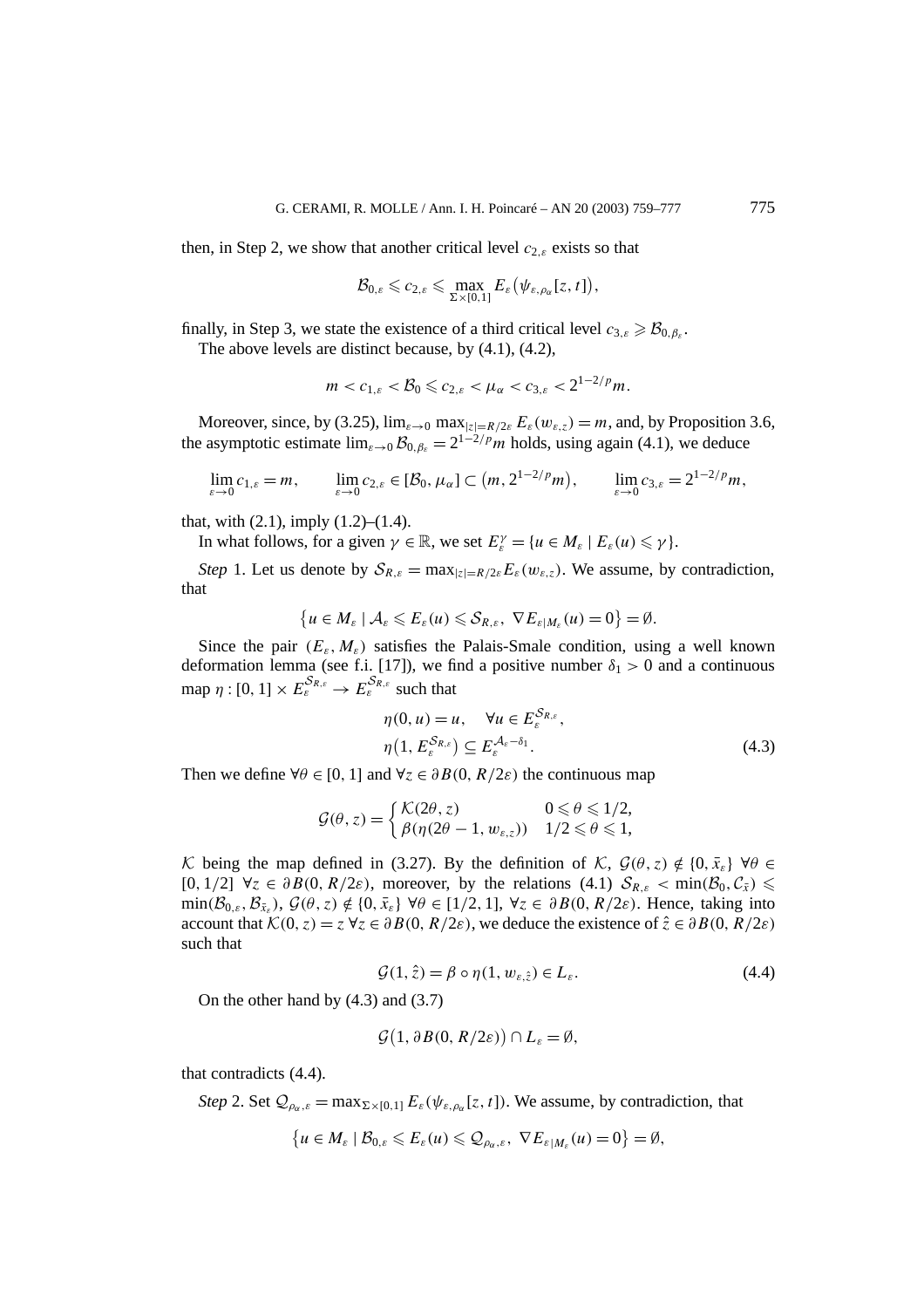then, in Step 2, we show that another critical level $c_{2,\varepsilon}$ exists so that

$$\mathcal{B}_{0,\varepsilon} \leqslant c_{2,\varepsilon} \leqslant \max_{\Sigma\times[0,1]} E_\varepsilon\big(\psi_{\varepsilon,\rho_\alpha}[z,t]\big),$$

finally, in Step 3, we state the existence of a third critical level $c_{3,\varepsilon} \geqslant \mathcal{B}_{0,\beta_\varepsilon}$.

The above levels are distinct because, by (4.1), (4.2),

$$m < c_{1,\varepsilon} < \mathcal{B}_0 \leqslant c_{2,\varepsilon} < \mu_\alpha < c_{3,\varepsilon} < 2^{1-2/p} m.$$

Moreover, since, by (3.25), $\lim_{\varepsilon\to 0} \max_{|z|=R/2\varepsilon} E_\varepsilon(w_{\varepsilon,z}) = m$, and, by Proposition 3.6, the asymptotic estimate $\lim_{\varepsilon\to 0} \mathcal{B}_{0,\beta_\varepsilon} = 2^{1-2/p} m$ holds, using again (4.1), we deduce

$$\lim_{\varepsilon\to 0} c_{1,\varepsilon} = m, \qquad \lim_{\varepsilon\to 0} c_{2,\varepsilon} \in [\mathcal{B}_0, \mu_\alpha] \subset \big(m, 2^{1-2/p} m\big), \qquad \lim_{\varepsilon\to 0} c_{3,\varepsilon} = 2^{1-2/p} m,$$

that, with (2.1), imply (1.2)–(1.4).

In what follows, for a given $\gamma \in \mathbb{R}$, we set $E_\varepsilon^\gamma = \{u \in M_\varepsilon \mid E_\varepsilon(u) \leqslant \gamma\}$.

*Step* 1. Let us denote by $\mathcal{S}_{R,\varepsilon} = \max_{|z|=R/2\varepsilon} E_\varepsilon(w_{\varepsilon,z})$. We assume, by contradiction, that

$$\big\{u \in M_\varepsilon \mid \mathcal{A}_\varepsilon \leqslant E_\varepsilon(u) \leqslant \mathcal{S}_{R,\varepsilon},\ \nabla E_{\varepsilon|M_\varepsilon}(u) = 0\big\} = \emptyset.$$

Since the pair $(E_\varepsilon, M_\varepsilon)$ satisfies the Palais-Smale condition, using a well known deformation lemma (see f.i. [17]), we find a positive number $\delta_1 > 0$ and a continuous map $\eta : [0,1] \times E_\varepsilon^{\mathcal{S}_{R,\varepsilon}} \to E_\varepsilon^{\mathcal{S}_{R,\varepsilon}}$ such that

$$\begin{aligned} &\eta(0,u) = u, \quad \forall u \in E_\varepsilon^{\mathcal{S}_{R,\varepsilon}},\\ &\eta\big(1, E_\varepsilon^{\mathcal{S}_{R,\varepsilon}}\big) \subseteq E_\varepsilon^{\mathcal{A}_\varepsilon - \delta_1}. \end{aligned} \tag{4.3}$$

Then we define $\forall \theta \in [0,1]$ and $\forall z \in \partial B(0, R/2\varepsilon)$ the continuous map

$$\mathcal{G}(\theta, z) = \begin{cases} \mathcal{K}(2\theta, z) & 0 \leqslant \theta \leqslant 1/2,\\ \beta(\eta(2\theta - 1, w_{\varepsilon,z})) & 1/2 \leqslant \theta \leqslant 1, \end{cases}$$

$\mathcal{K}$ being the map defined in (3.27). By the definition of $\mathcal{K}$, $\mathcal{G}(\theta, z) \notin \{0, \bar{x}_\varepsilon\}$ $\forall \theta \in [0, 1/2]$ $\forall z \in \partial B(0, R/2\varepsilon)$, moreover, by the relations (4.1) $\mathcal{S}_{R,\varepsilon} < \min(\mathcal{B}_0, \mathcal{C}_{\bar{x}}) \leqslant \min(\mathcal{B}_{0,\varepsilon}, \mathcal{B}_{\bar{x}_\varepsilon})$, $\mathcal{G}(\theta, z) \notin \{0, \bar{x}_\varepsilon\}$ $\forall \theta \in [1/2, 1]$, $\forall z \in \partial B(0, R/2\varepsilon)$. Hence, taking into account that $\mathcal{K}(0, z) = z$ $\forall z \in \partial B(0, R/2\varepsilon)$, we deduce the existence of $\hat{z} \in \partial B(0, R/2\varepsilon)$ such that

$$\mathcal{G}(1, \hat{z}) = \beta \circ \eta(1, w_{\varepsilon,\hat{z}}) \in L_\varepsilon. \tag{4.4}$$

On the other hand by (4.3) and (3.7)

$$\mathcal{G}\big(1, \partial B(0, R/2\varepsilon)\big) \cap L_\varepsilon = \emptyset,$$

that contradicts (4.4).

*Step* 2. Set $\mathcal{Q}_{\rho_\alpha,\varepsilon} = \max_{\Sigma\times[0,1]} E_\varepsilon(\psi_{\varepsilon,\rho_\alpha}[z,t])$. We assume, by contradiction, that

$$\big\{u \in M_\varepsilon \mid \mathcal{B}_{0,\varepsilon} \leqslant E_\varepsilon(u) \leqslant \mathcal{Q}_{\rho_\alpha,\varepsilon},\ \nabla E_{\varepsilon|M_\varepsilon}(u) = 0\big\} = \emptyset,$$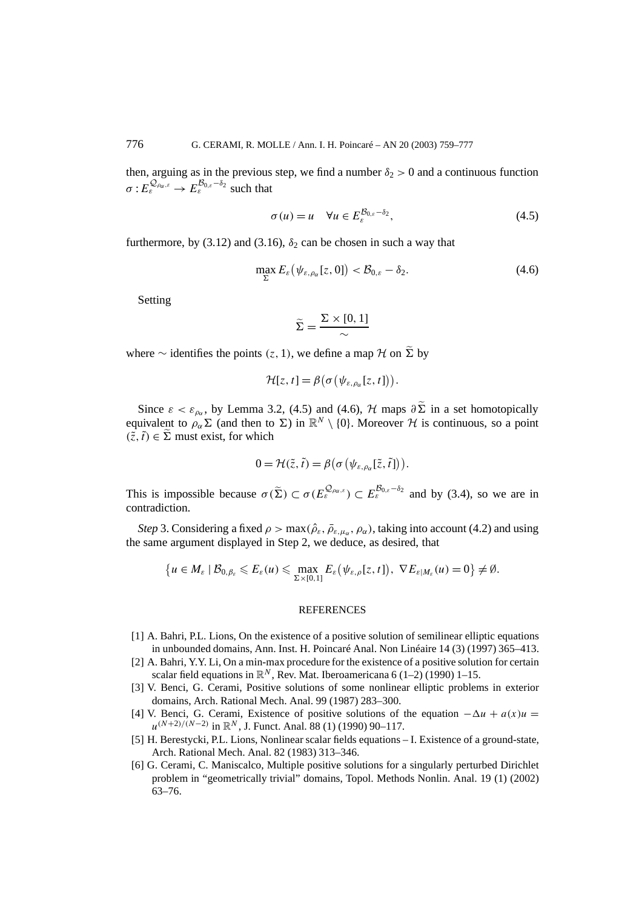then, arguing as in the previous step, we find a number $\delta_2 > 0$ and a continuous function $\sigma : E_\varepsilon^{\mathcal{Q}_{\rho_\alpha,\varepsilon}} \to E_\varepsilon^{\mathcal{B}_{0,\varepsilon}-\delta_2}$ such that

$$\sigma(u) = u \quad \forall u \in E_\varepsilon^{\mathcal{B}_{0,\varepsilon}-\delta_2}, \tag{4.5}$$

furthermore, by (3.12) and (3.16), $\delta_2$ can be chosen in such a way that

$$\max_{\Sigma} E_\varepsilon\big(\psi_{\varepsilon,\rho_\alpha}[z,0]\big) < \mathcal{B}_{0,\varepsilon} - \delta_2. \tag{4.6}$$

Setting

$$\widetilde{\Sigma} = \frac{\Sigma \times [0,1]}{\sim}$$

where $\sim$ identifies the points $(z,1)$, we define a map $\mathcal{H}$ on $\widetilde{\Sigma}$ by

$$\mathcal{H}[z,t] = \beta\big(\sigma\big(\psi_{\varepsilon,\rho_\alpha}[z,t]\big)\big).$$

Since $\varepsilon < \varepsilon_{\rho_\alpha}$, by Lemma 3.2, (4.5) and (4.6), $\mathcal{H}$ maps $\partial\widetilde{\Sigma}$ in a set homotopically equivalent to $\rho_\alpha\Sigma$ (and then to $\Sigma$) in $\mathbb{R}^N \setminus \{0\}$. Moreover $\mathcal{H}$ is continuous, so a point $(\tilde{z},\tilde{t}) \in \widetilde{\Sigma}$ must exist, for which

$$0 = \mathcal{H}(\tilde{z},\tilde{t}) = \beta\big(\sigma\big(\psi_{\varepsilon,\rho_\alpha}[\tilde{z},\tilde{t}]\big)\big).$$

This is impossible because $\sigma(\widetilde{\Sigma}) \subset \sigma(E_\varepsilon^{\mathcal{Q}_{\rho_\alpha,\varepsilon}}) \subset E_\varepsilon^{\mathcal{B}_{0,\varepsilon}-\delta_2}$ and by (3.4), so we are in contradiction.

*Step* 3. Considering a fixed $\rho > \max(\hat{\rho}_\varepsilon, \bar{\rho}_{\varepsilon,\mu_\alpha}, \rho_\alpha)$, taking into account (4.2) and using the same argument displayed in Step 2, we deduce, as desired, that

$$\big\{u \in M_\varepsilon \mid \mathcal{B}_{0,\beta_\varepsilon} \leqslant E_\varepsilon(u) \leqslant \max_{\Sigma\times[0,1]} E_\varepsilon\big(\psi_{\varepsilon,\rho}[z,t]\big),\ \nabla E_{\varepsilon|M_\varepsilon}(u) = 0\big\} \neq \emptyset.$$

## REFERENCES

[1] A. Bahri, P.L. Lions, On the existence of a positive solution of semilinear elliptic equations in unbounded domains, Ann. Inst. H. Poincaré Anal. Non Linéaire 14 (3) (1997) 365–413.

[2] A. Bahri, Y.Y. Li, On a min-max procedure for the existence of a positive solution for certain scalar field equations in $\mathbb{R}^N$, Rev. Mat. Iberoamericana 6 (1–2) (1990) 1–15.

[3] V. Benci, G. Cerami, Positive solutions of some nonlinear elliptic problems in exterior domains, Arch. Rational Mech. Anal. 99 (1987) 283–300.

[4] V. Benci, G. Cerami, Existence of positive solutions of the equation $-\Delta u + a(x)u = u^{(N+2)/(N-2)}$ in $\mathbb{R}^N$, J. Funct. Anal. 88 (1) (1990) 90–117.

[5] H. Berestycki, P.L. Lions, Nonlinear scalar fields equations – I. Existence of a ground-state, Arch. Rational Mech. Anal. 82 (1983) 313–346.

[6] G. Cerami, C. Maniscalco, Multiple positive solutions for a singularly perturbed Dirichlet problem in "geometrically trivial" domains, Topol. Methods Nonlin. Anal. 19 (1) (2002) 63–76.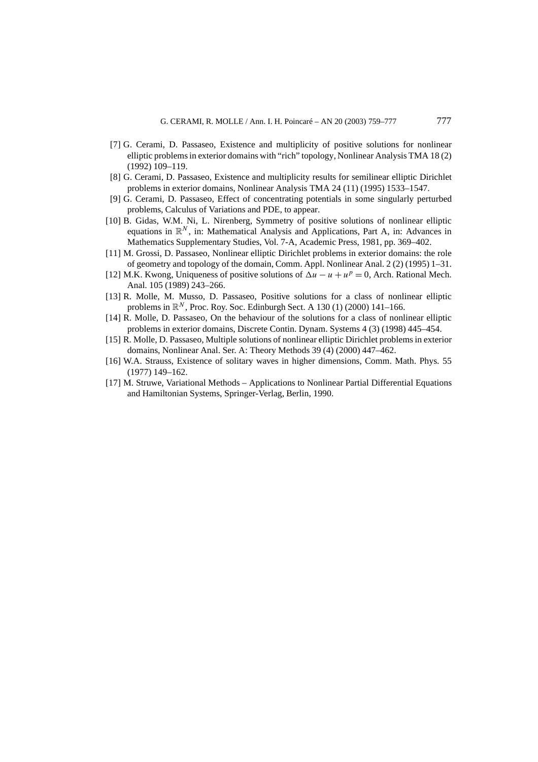[7] G. Cerami, D. Passaseo, Existence and multiplicity of positive solutions for nonlinear elliptic problems in exterior domains with "rich" topology, Nonlinear Analysis TMA 18 (2) (1992) 109–119.

[8] G. Cerami, D. Passaseo, Existence and multiplicity results for semilinear elliptic Dirichlet problems in exterior domains, Nonlinear Analysis TMA 24 (11) (1995) 1533–1547.

[9] G. Cerami, D. Passaseo, Effect of concentrating potentials in some singularly perturbed problems, Calculus of Variations and PDE, to appear.

[10] B. Gidas, W.M. Ni, L. Nirenberg, Symmetry of positive solutions of nonlinear elliptic equations in $\mathbb{R}^N$, in: Mathematical Analysis and Applications, Part A, in: Advances in Mathematics Supplementary Studies, Vol. 7-A, Academic Press, 1981, pp. 369–402.

[11] M. Grossi, D. Passaseo, Nonlinear elliptic Dirichlet problems in exterior domains: the role of geometry and topology of the domain, Comm. Appl. Nonlinear Anal. 2 (2) (1995) 1–31.

[12] M.K. Kwong, Uniqueness of positive solutions of $\Delta u - u + u^p = 0$, Arch. Rational Mech. Anal. 105 (1989) 243–266.

[13] R. Molle, M. Musso, D. Passaseo, Positive solutions for a class of nonlinear elliptic problems in $\mathbb{R}^N$, Proc. Roy. Soc. Edinburgh Sect. A 130 (1) (2000) 141–166.

[14] R. Molle, D. Passaseo, On the behaviour of the solutions for a class of nonlinear elliptic problems in exterior domains, Discrete Contin. Dynam. Systems 4 (3) (1998) 445–454.

[15] R. Molle, D. Passaseo, Multiple solutions of nonlinear elliptic Dirichlet problems in exterior domains, Nonlinear Anal. Ser. A: Theory Methods 39 (4) (2000) 447–462.

[16] W.A. Strauss, Existence of solitary waves in higher dimensions, Comm. Math. Phys. 55 (1977) 149–162.

[17] M. Struwe, Variational Methods – Applications to Nonlinear Partial Differential Equations and Hamiltonian Systems, Springer-Verlag, Berlin, 1990.